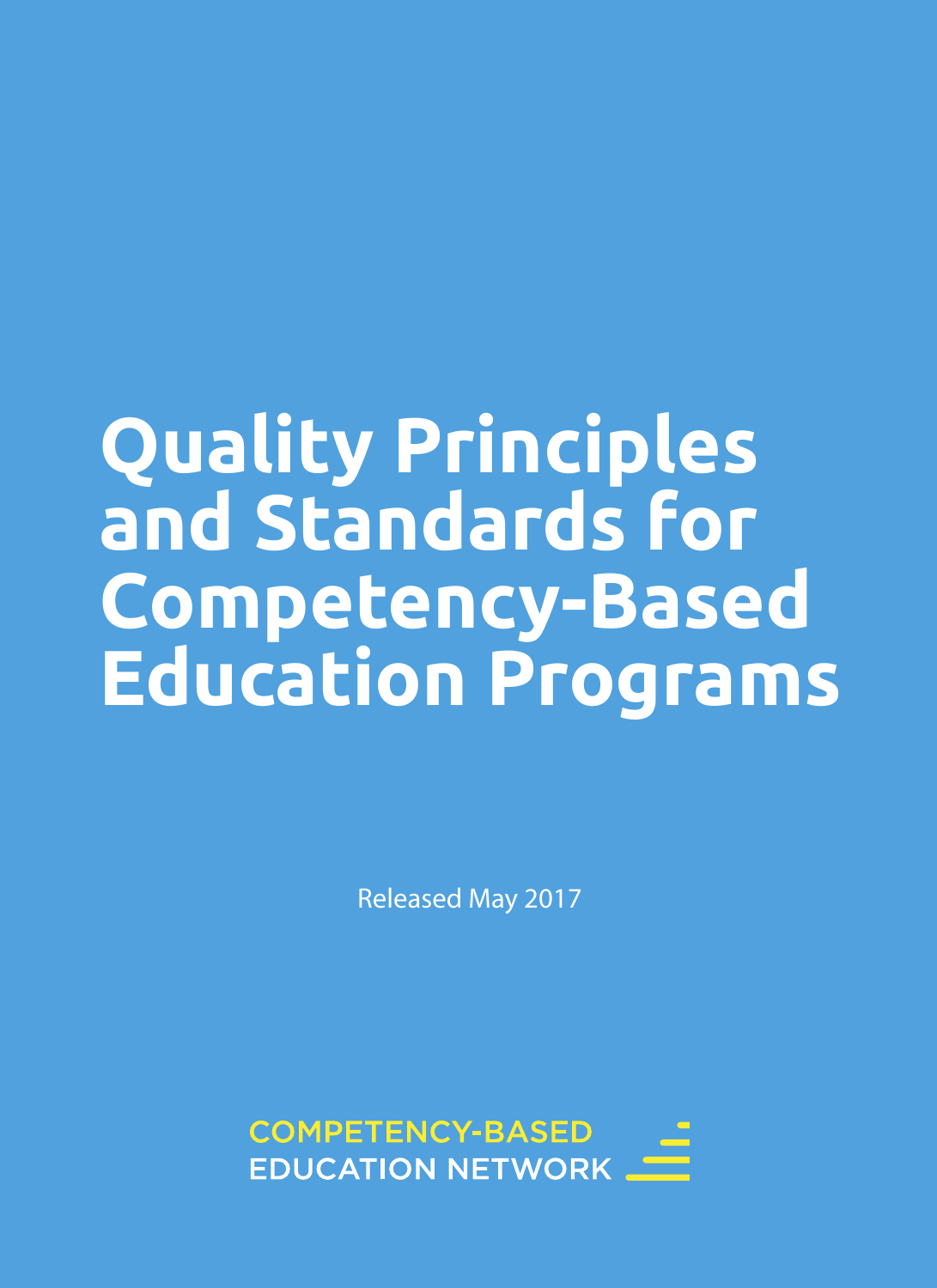# Quality Principles and Standards for Competency-Based Education Programs

Released May 2017

COMPETENCY-BASED EDUCATION NETWORK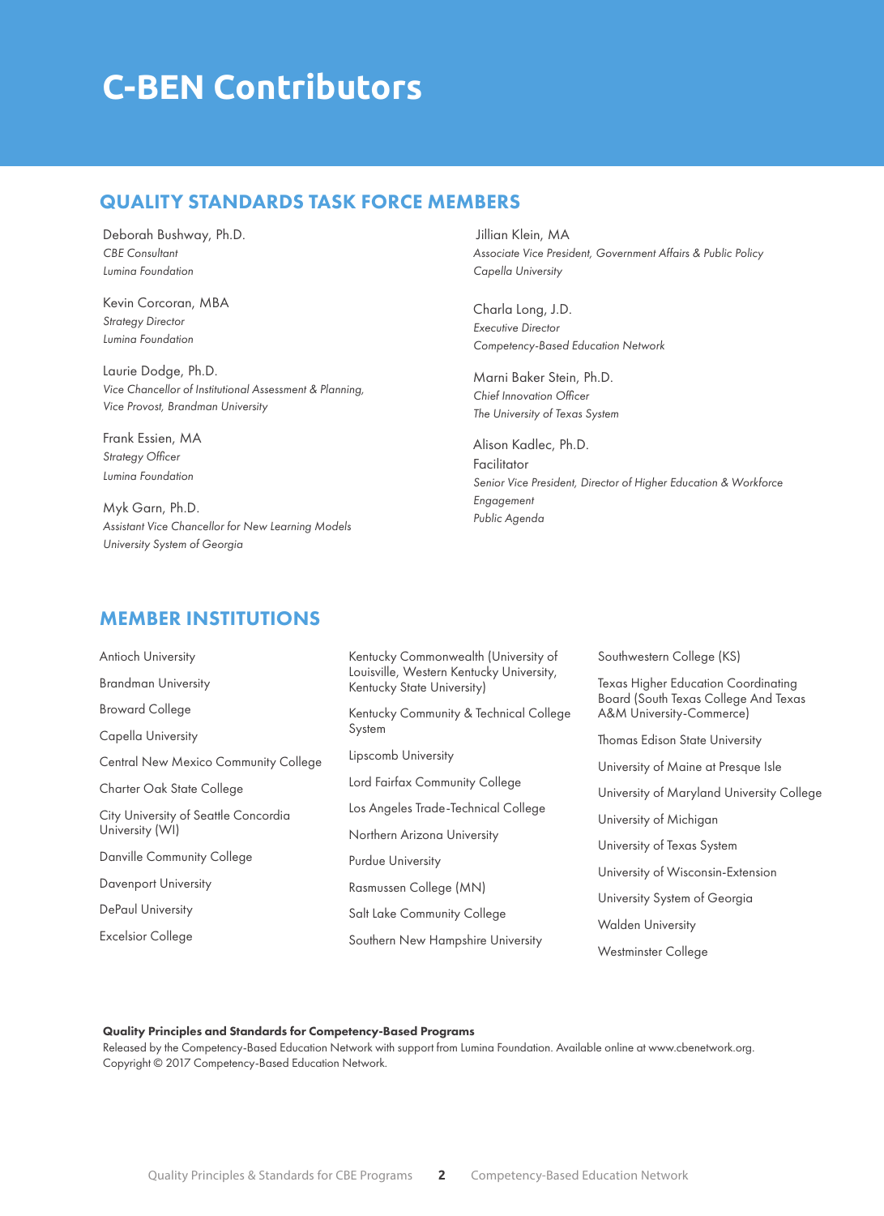# C-BEN Contributors

## QUALITY STANDARDS TASK FORCE MEMBERS

Deborah Bushway, Ph.D.
*CBE Consultant*
*Lumina Foundation*

Kevin Corcoran, MBA
*Strategy Director*
*Lumina Foundation*

Laurie Dodge, Ph.D.
*Vice Chancellor of Institutional Assessment & Planning, Vice Provost, Brandman University*

Frank Essien, MA
*Strategy Officer*
*Lumina Foundation*

Myk Garn, Ph.D.
*Assistant Vice Chancellor for New Learning Models*
*University System of Georgia*

Jillian Klein, MA
*Associate Vice President, Government Affairs & Public Policy*
*Capella University*

Charla Long, J.D.
*Executive Director*
*Competency-Based Education Network*

Marni Baker Stein, Ph.D.
*Chief Innovation Officer*
*The University of Texas System*

Alison Kadlec, Ph.D.
Facilitator
*Senior Vice President, Director of Higher Education & Workforce Engagement*
*Public Agenda*

## MEMBER INSTITUTIONS

- Antioch University
- Brandman University
- Broward College
- Capella University
- Central New Mexico Community College
- Charter Oak State College
- City University of Seattle Concordia University (WI)
- Danville Community College
- Davenport University
- DePaul University
- Excelsior College
- Kentucky Commonwealth (University of Louisville, Western Kentucky University, Kentucky State University)
- Kentucky Community & Technical College System
- Lipscomb University
- Lord Fairfax Community College
- Los Angeles Trade-Technical College
- Northern Arizona University
- Purdue University
- Rasmussen College (MN)
- Salt Lake Community College
- Southern New Hampshire University
- Southwestern College (KS)
- Texas Higher Education Coordinating Board (South Texas College And Texas A&M University-Commerce)
- Thomas Edison State University
- University of Maine at Presque Isle
- University of Maryland University College
- University of Michigan
- University of Texas System
- University of Wisconsin-Extension
- University System of Georgia
- Walden University
- Westminster College

**Quality Principles and Standards for Competency-Based Programs**
Released by the Competency-Based Education Network with support from Lumina Foundation. Available online at www.cbenetwork.org.
Copyright © 2017 Competency-Based Education Network.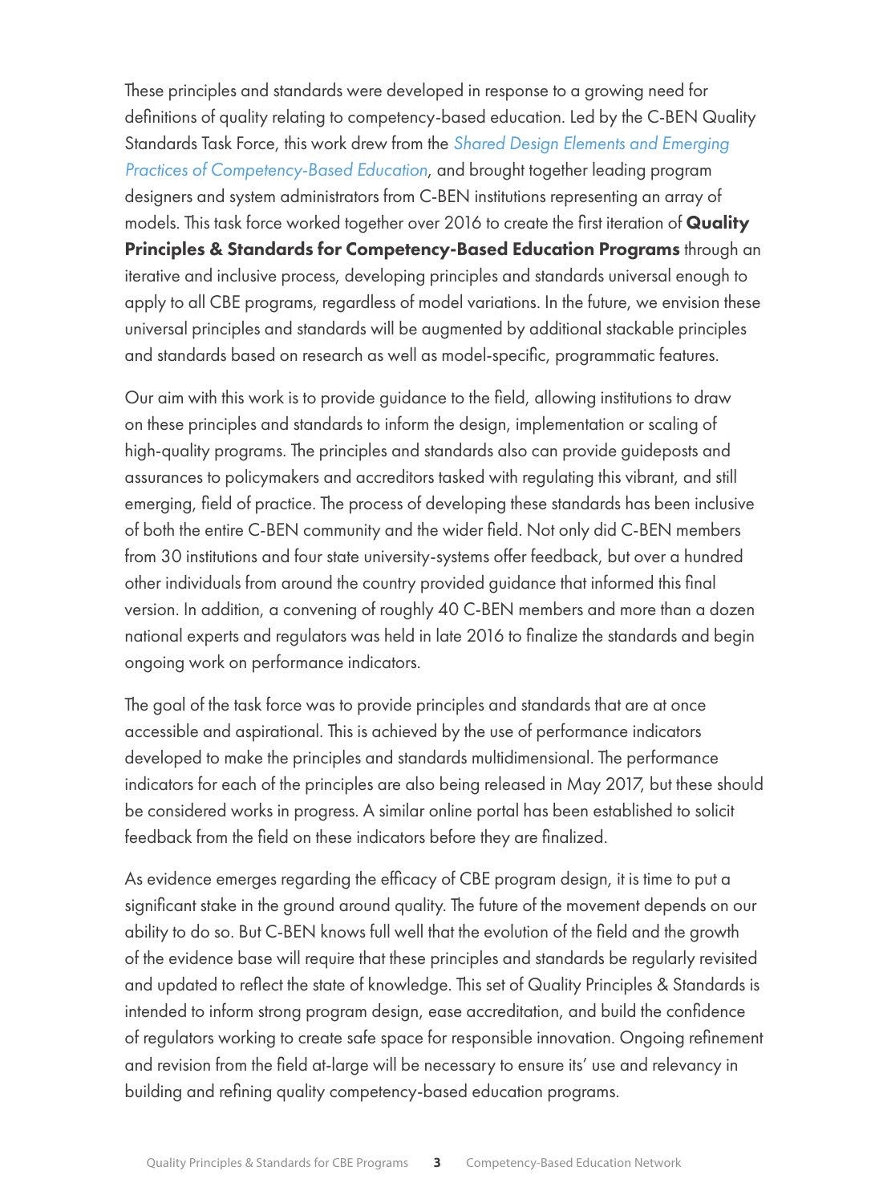These principles and standards were developed in response to a growing need for definitions of quality relating to competency-based education. Led by the C-BEN Quality Standards Task Force, this work drew from the *Shared Design Elements and Emerging Practices of Competency-Based Education*, and brought together leading program designers and system administrators from C-BEN institutions representing an array of models. This task force worked together over 2016 to create the first iteration of **Quality Principles & Standards for Competency-Based Education Programs** through an iterative and inclusive process, developing principles and standards universal enough to apply to all CBE programs, regardless of model variations. In the future, we envision these universal principles and standards will be augmented by additional stackable principles and standards based on research as well as model-specific, programmatic features.

Our aim with this work is to provide guidance to the field, allowing institutions to draw on these principles and standards to inform the design, implementation or scaling of high-quality programs. The principles and standards also can provide guideposts and assurances to policymakers and accreditors tasked with regulating this vibrant, and still emerging, field of practice. The process of developing these standards has been inclusive of both the entire C-BEN community and the wider field. Not only did C-BEN members from 30 institutions and four state university-systems offer feedback, but over a hundred other individuals from around the country provided guidance that informed this final version. In addition, a convening of roughly 40 C-BEN members and more than a dozen national experts and regulators was held in late 2016 to finalize the standards and begin ongoing work on performance indicators.

The goal of the task force was to provide principles and standards that are at once accessible and aspirational. This is achieved by the use of performance indicators developed to make the principles and standards multidimensional. The performance indicators for each of the principles are also being released in May 2017, but these should be considered works in progress. A similar online portal has been established to solicit feedback from the field on these indicators before they are finalized.

As evidence emerges regarding the efficacy of CBE program design, it is time to put a significant stake in the ground around quality. The future of the movement depends on our ability to do so. But C-BEN knows full well that the evolution of the field and the growth of the evidence base will require that these principles and standards be regularly revisited and updated to reflect the state of knowledge. This set of Quality Principles & Standards is intended to inform strong program design, ease accreditation, and build the confidence of regulators working to create safe space for responsible innovation. Ongoing refinement and revision from the field at-large will be necessary to ensure its' use and relevancy in building and refining quality competency-based education programs.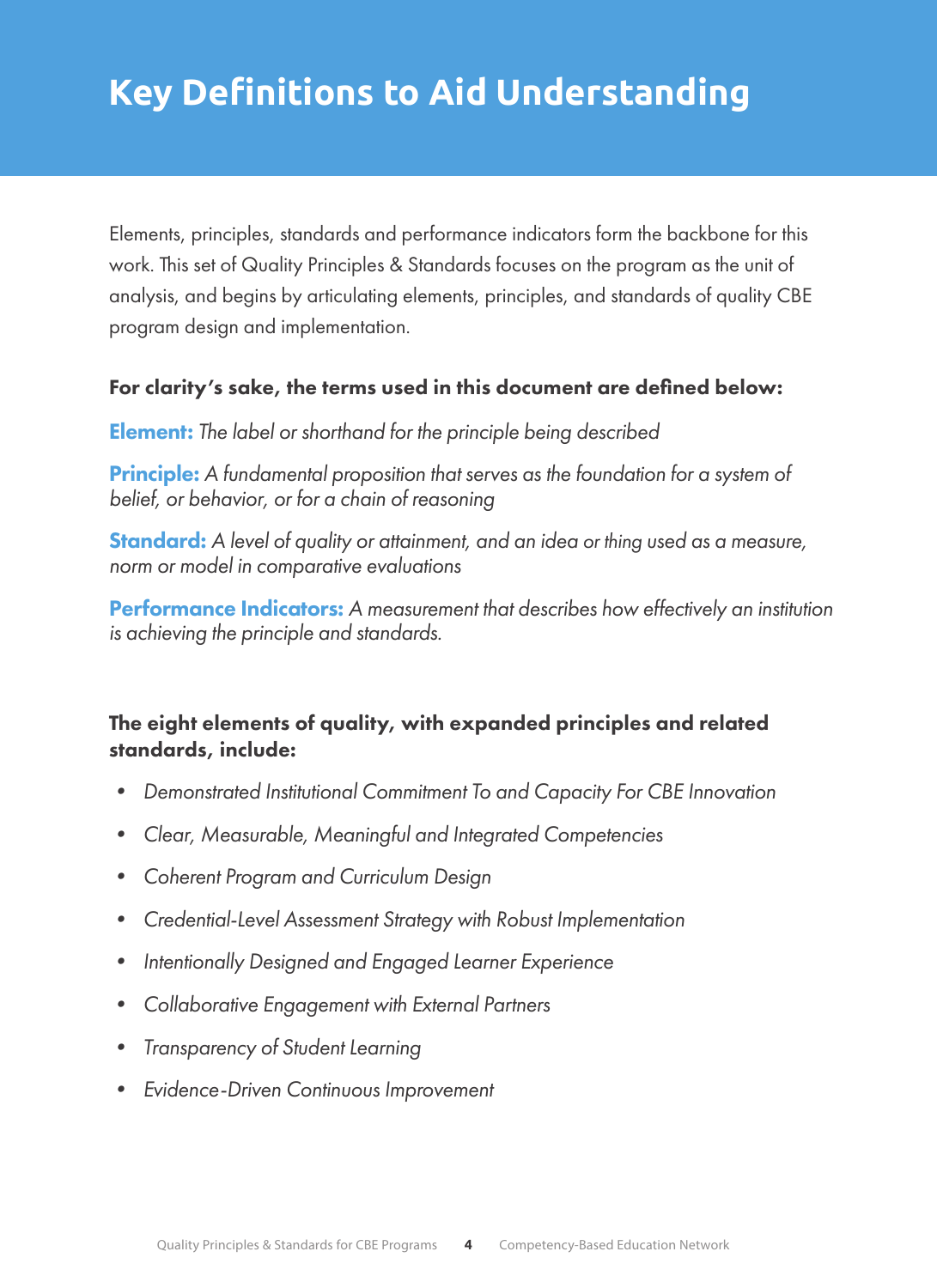# Key Definitions to Aid Understanding

Elements, principles, standards and performance indicators form the backbone for this work. This set of Quality Principles & Standards focuses on the program as the unit of analysis, and begins by articulating elements, principles, and standards of quality CBE program design and implementation.

**For clarity's sake, the terms used in this document are defined below:**

**Element:** *The label or shorthand for the principle being described*

**Principle:** *A fundamental proposition that serves as the foundation for a system of belief, or behavior, or for a chain of reasoning*

**Standard:** *A level of quality or attainment, and an idea or thing used as a measure, norm or model in comparative evaluations*

**Performance Indicators:** *A measurement that describes how effectively an institution is achieving the principle and standards.*

**The eight elements of quality, with expanded principles and related standards, include:**

- *Demonstrated Institutional Commitment To and Capacity For CBE Innovation*
- *Clear, Measurable, Meaningful and Integrated Competencies*
- *Coherent Program and Curriculum Design*
- *Credential-Level Assessment Strategy with Robust Implementation*
- *Intentionally Designed and Engaged Learner Experience*
- *Collaborative Engagement with External Partners*
- *Transparency of Student Learning*
- *Evidence-Driven Continuous Improvement*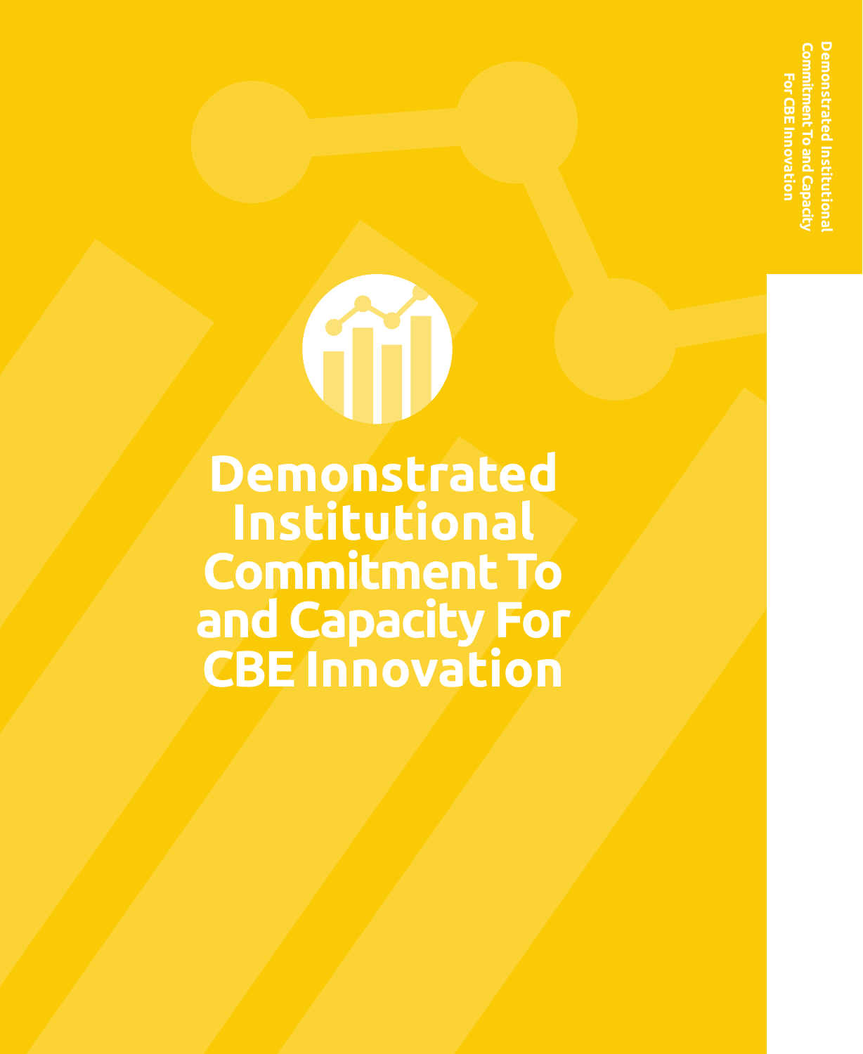# Demonstrated Institutional Commitment To and Capacity For CBE Innovation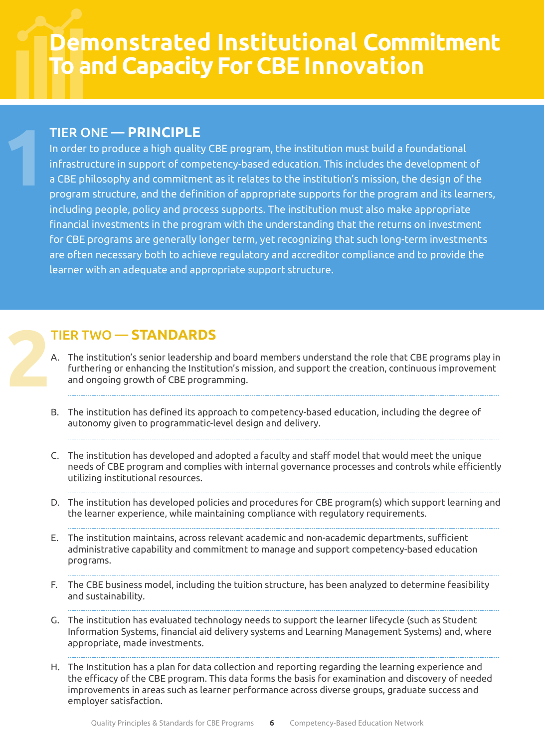# Demonstrated Institutional Commitment To and Capacity For CBE Innovation

## TIER ONE — PRINCIPLE

In order to produce a high quality CBE program, the institution must build a foundational infrastructure in support of competency-based education. This includes the development of a CBE philosophy and commitment as it relates to the institution's mission, the design of the program structure, and the definition of appropriate supports for the program and its learners, including people, policy and process supports. The institution must also make appropriate financial investments in the program with the understanding that the returns on investment for CBE programs are generally longer term, yet recognizing that such long-term investments are often necessary both to achieve regulatory and accreditor compliance and to provide the learner with an adequate and appropriate support structure.

## TIER TWO — STANDARDS

A. The institution's senior leadership and board members understand the role that CBE programs play in furthering or enhancing the Institution's mission, and support the creation, continuous improvement and ongoing growth of CBE programming.

B. The institution has defined its approach to competency-based education, including the degree of autonomy given to programmatic-level design and delivery.

C. The institution has developed and adopted a faculty and staff model that would meet the unique needs of CBE program and complies with internal governance processes and controls while efficiently utilizing institutional resources.

D. The institution has developed policies and procedures for CBE program(s) which support learning and the learner experience, while maintaining compliance with regulatory requirements.

E. The institution maintains, across relevant academic and non-academic departments, sufficient administrative capability and commitment to manage and support competency-based education programs.

F. The CBE business model, including the tuition structure, has been analyzed to determine feasibility and sustainability.

G. The institution has evaluated technology needs to support the learner lifecycle (such as Student Information Systems, financial aid delivery systems and Learning Management Systems) and, where appropriate, made investments.

H. The Institution has a plan for data collection and reporting regarding the learning experience and the efficacy of the CBE program. This data forms the basis for examination and discovery of needed improvements in areas such as learner performance across diverse groups, graduate success and employer satisfaction.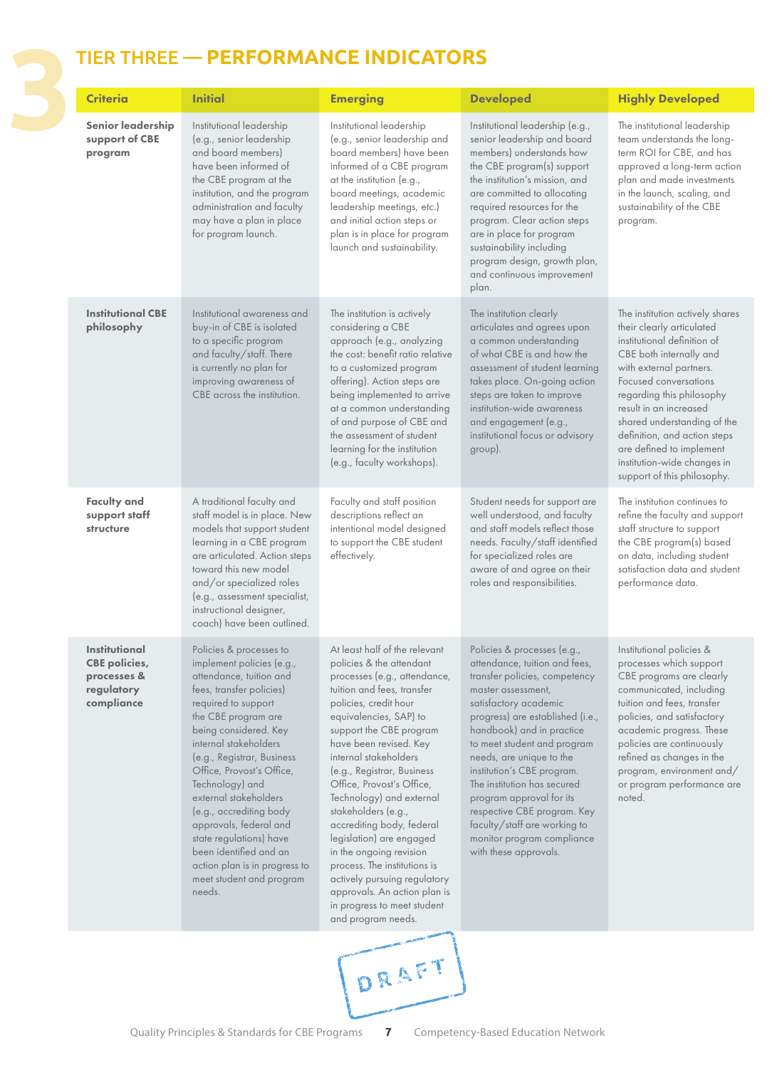# TIER THREE — PERFORMANCE INDICATORS

| Criteria | Initial | Emerging | Developed | Highly Developed |
|---|---|---|---|---|
| **Senior leadership support of CBE program** | Institutional leadership (e.g., senior leadership and board members) have been informed of the CBE program at the institution, and the program administration and faculty may have a plan in place for program launch. | Institutional leadership (e.g., senior leadership and board members) have been informed of a CBE program at the institution (e.g., board meetings, academic leadership meetings, etc.) and initial action steps or plan is in place for program launch and sustainability. | Institutional leadership (e.g., senior leadership and board members) understands how the CBE program(s) support the institution's mission, and are committed to allocating required resources for the program. Clear action steps are in place for program sustainability including program design, growth plan, and continuous improvement plan. | The institutional leadership team understands the long-term ROI for CBE, and has approved a long-term action plan and made investments in the launch, scaling, and sustainability of the CBE program. |
| **Institutional CBE philosophy** | Institutional awareness and buy-in of CBE is isolated to a specific program and faculty/staff. There is currently no plan for improving awareness of CBE across the institution. | The institution is actively considering a CBE approach (e.g., analyzing the cost: benefit ratio relative to a customized program offering). Action steps are being implemented to arrive at a common understanding of and purpose of CBE and the assessment of student learning for the institution (e.g., faculty workshops). | The institution clearly articulates and agrees upon a common understanding of what CBE is and how the assessment of student learning takes place. On-going action steps are taken to improve institution-wide awareness and engagement (e.g., institutional focus or advisory group). | The institution actively shares their clearly articulated institutional definition of CBE both internally and with external partners. Focused conversations regarding this philosophy result in an increased shared understanding of the definition, and action steps are defined to implement institution-wide changes in support of this philosophy. |
| **Faculty and support staff structure** | A traditional faculty and staff model is in place. New models that support student learning in a CBE program are articulated. Action steps toward this new model and/or specialized roles (e.g., assessment specialist, instructional designer, coach) have been outlined. | Faculty and staff position descriptions reflect an intentional model designed to support the CBE student effectively. | Student needs for support are well understood, and faculty and staff models reflect those needs. Faculty/staff identified for specialized roles are aware of and agree on their roles and responsibilities. | The institution continues to refine the faculty and support staff structure to support the CBE program(s) based on data, including student satisfaction data and student performance data. |
| **Institutional CBE policies, processes & regulatory compliance** | Policies & processes to implement policies (e.g., attendance, tuition and fees, transfer policies) required to support the CBE program are being considered. Key internal stakeholders (e.g., Registrar, Business Office, Provost's Office, Technology) and external stakeholders (e.g., accrediting body approvals, federal and state regulations) have been identified and an action plan is in progress to meet student and program needs. | At least half of the relevant policies & the attendant processes (e.g., attendance, tuition and fees, transfer policies, credit hour equivalencies, SAP) to support the CBE program have been revised. Key internal stakeholders (e.g., Registrar, Business Office, Provost's Office, Technology) and external stakeholders (e.g., accrediting body, federal legislation) are engaged in the ongoing revision process. The institutions is actively pursuing regulatory approvals. An action plan is in progress to meet student and program needs. | Policies & processes (e.g., attendance, tuition and fees, transfer policies, competency master assessment, satisfactory academic progress) are established (i.e., handbook) and in practice to meet student and program needs, are unique to the institution's CBE program. The institution has secured program approval for its respective CBE program. Key faculty/staff are working to monitor program compliance with these approvals. | Institutional policies & processes which support CBE programs are clearly communicated, including tuition and fees, transfer policies, and satisfactory academic progress. These policies are continuously refined as changes in the program, environment and/or program performance are noted. |

DRAFT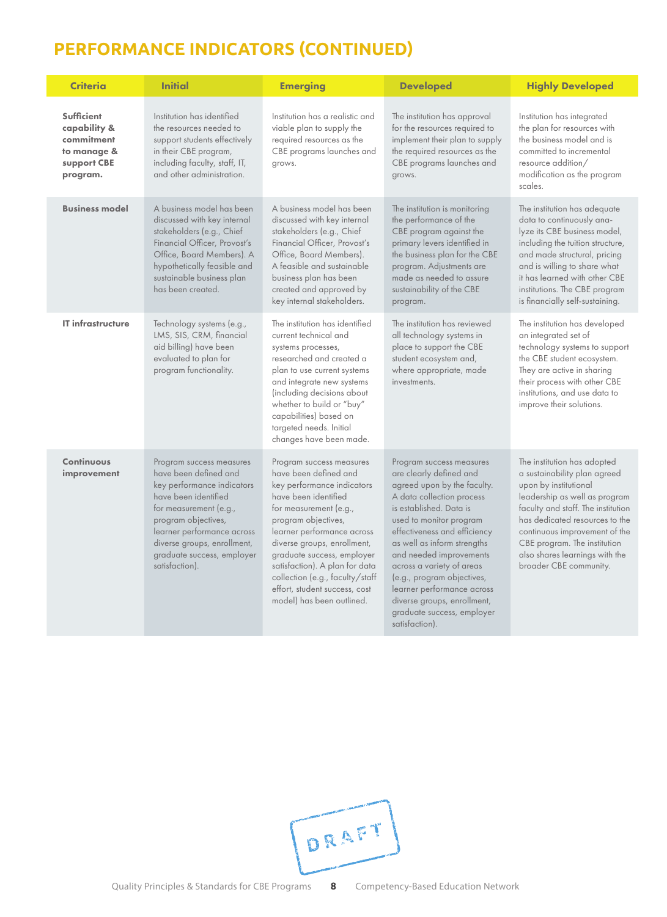# PERFORMANCE INDICATORS (CONTINUED)

| Criteria | Initial | Emerging | Developed | Highly Developed |
|---|---|---|---|---|
| **Sufficient capability & commitment to manage & support CBE program.** | Institution has identified the resources needed to support students effectively in their CBE program, including faculty, staff, IT, and other administration. | Institution has a realistic and viable plan to supply the required resources as the CBE programs launches and grows. | The institution has approval for the resources required to implement their plan to supply the required resources as the CBE programs launches and grows. | Institution has integrated the plan for resources with the business model and is committed to incremental resource addition/ modification as the program scales. |
| **Business model** | A business model has been discussed with key internal stakeholders (e.g., Chief Financial Officer, Provost's Office, Board Members). A hypothetically feasible and sustainable business plan has been created. | A business model has been discussed with key internal stakeholders (e.g., Chief Financial Officer, Provost's Office, Board Members). A feasible and sustainable business plan has been created and approved by key internal stakeholders. | The institution is monitoring the performance of the CBE program against the primary levers identified in the business plan for the CBE program. Adjustments are made as needed to assure sustainability of the CBE program. | The institution has adequate data to continuously analyze its CBE business model, including the tuition structure, and made structural, pricing and is willing to share what it has learned with other CBE institutions. The CBE program is financially self-sustaining. |
| **IT infrastructure** | Technology systems (e.g., LMS, SIS, CRM, financial aid billing) have been evaluated to plan for program functionality. | The institution has identified current technical and systems processes, researched and created a plan to use current systems and integrate new systems (including decisions about whether to build or "buy" capabilities) based on targeted needs. Initial changes have been made. | The institution has reviewed all technology systems in place to support the CBE student ecosystem and, where appropriate, made investments. | The institution has developed an integrated set of technology systems to support the CBE student ecosystem. They are active in sharing their process with other CBE institutions, and use data to improve their solutions. |
| **Continuous improvement** | Program success measures have been defined and key performance indicators have been identified for measurement (e.g., program objectives, learner performance across diverse groups, enrollment, graduate success, employer satisfaction). | Program success measures have been defined and key performance indicators have been identified for measurement (e.g., program objectives, learner performance across diverse groups, enrollment, graduate success, employer satisfaction). A plan for data collection (e.g., faculty/staff effort, student success, cost model) has been outlined. | Program success measures are clearly defined and agreed upon by the faculty. A data collection process is established. Data is used to monitor program effectiveness and efficiency as well as inform strengths and needed improvements across a variety of areas (e.g., program objectives, learner performance across diverse groups, enrollment, graduate success, employer satisfaction). | The institution has adopted a sustainability plan agreed upon by institutional leadership as well as program faculty and staff. The institution has dedicated resources to the continuous improvement of the CBE program. The institution also shares learnings with the broader CBE community. |

DRAFT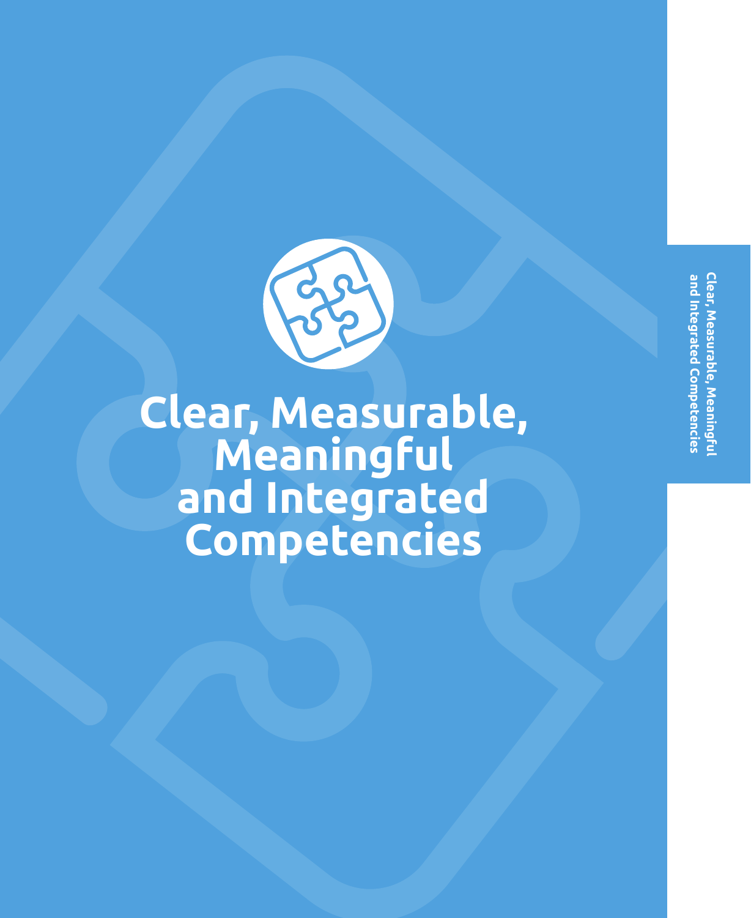# Clear, Measurable, Meaningful and Integrated Competencies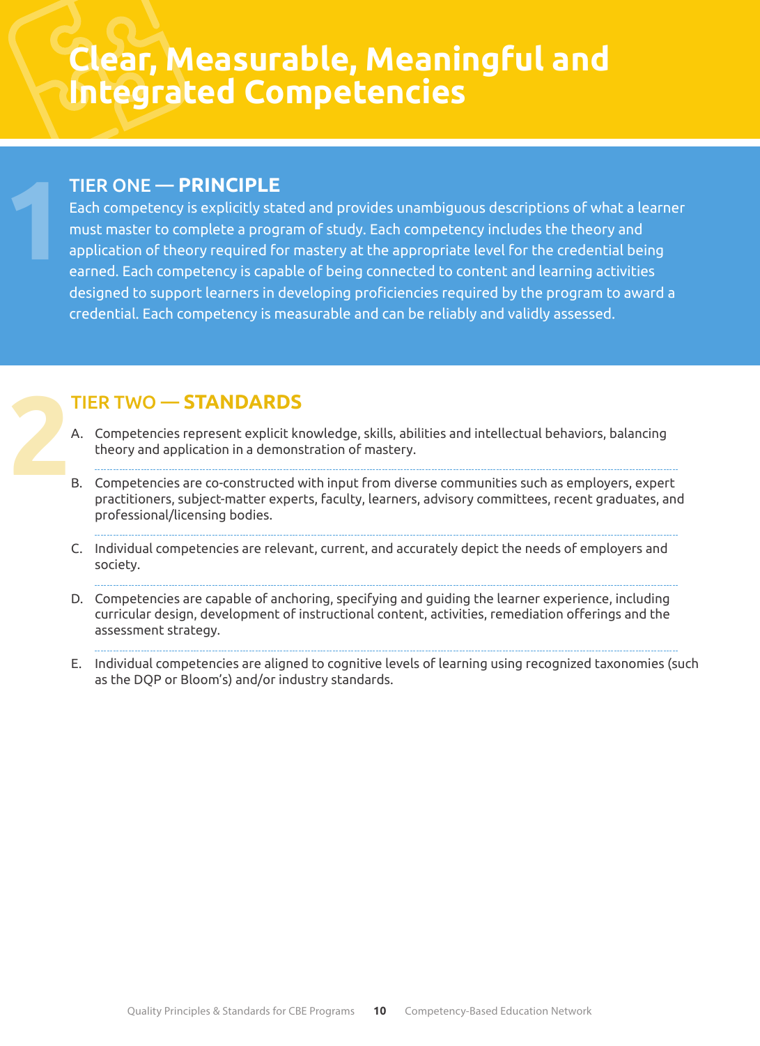# Clear, Measurable, Meaningful and Integrated Competencies

## TIER ONE — PRINCIPLE

Each competency is explicitly stated and provides unambiguous descriptions of what a learner must master to complete a program of study. Each competency includes the theory and application of theory required for mastery at the appropriate level for the credential being earned. Each competency is capable of being connected to content and learning activities designed to support learners in developing proficiencies required by the program to award a credential. Each competency is measurable and can be reliably and validly assessed.

## TIER TWO — STANDARDS

A. Competencies represent explicit knowledge, skills, abilities and intellectual behaviors, balancing theory and application in a demonstration of mastery.

B. Competencies are co-constructed with input from diverse communities such as employers, expert practitioners, subject-matter experts, faculty, learners, advisory committees, recent graduates, and professional/licensing bodies.

C. Individual competencies are relevant, current, and accurately depict the needs of employers and society.

D. Competencies are capable of anchoring, specifying and guiding the learner experience, including curricular design, development of instructional content, activities, remediation offerings and the assessment strategy.

E. Individual competencies are aligned to cognitive levels of learning using recognized taxonomies (such as the DQP or Bloom's) and/or industry standards.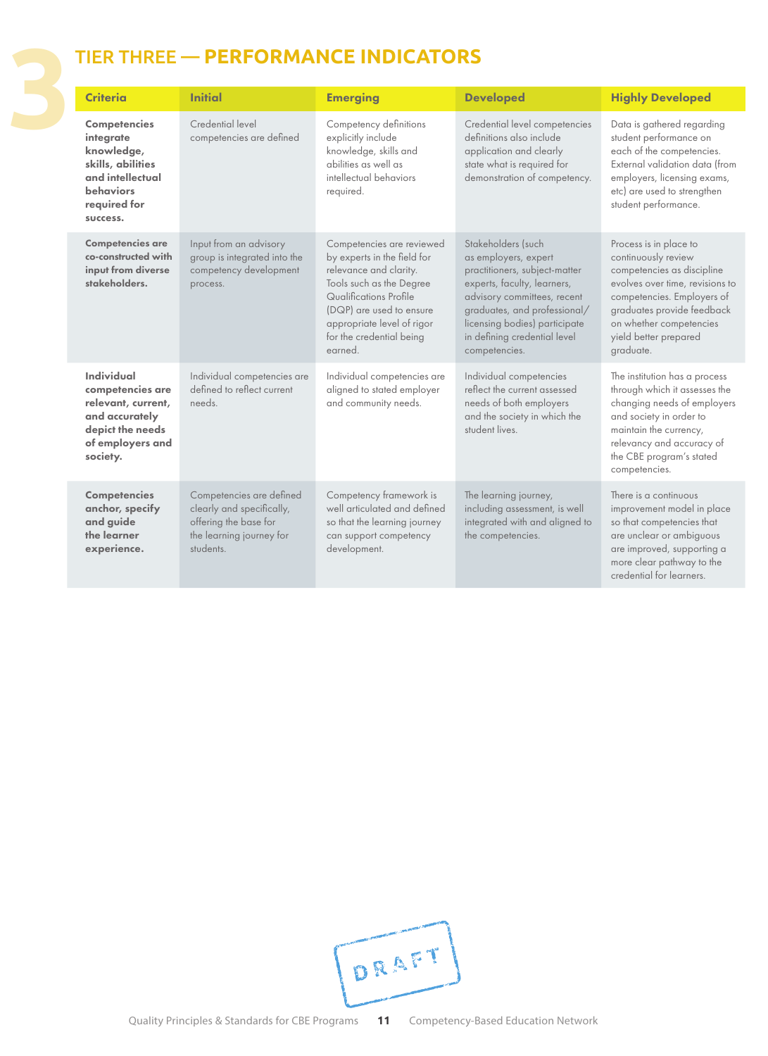# TIER THREE — PERFORMANCE INDICATORS

| Criteria | Initial | Emerging | Developed | Highly Developed |
|---|---|---|---|---|
| **Competencies integrate knowledge, skills, abilities and intellectual behaviors required for success.** | Credential level competencies are defined | Competency definitions explicitly include knowledge, skills and abilities as well as intellectual behaviors required. | Credential level competencies definitions also include application and clearly state what is required for demonstration of competency. | Data is gathered regarding student performance on each of the competencies. External validation data (from employers, licensing exams, etc) are used to strengthen student performance. |
| **Competencies are co-constructed with input from diverse stakeholders.** | Input from an advisory group is integrated into the competency development process. | Competencies are reviewed by experts in the field for relevance and clarity. Tools such as the Degree Qualifications Profile (DQP) are used to ensure appropriate level of rigor for the credential being earned. | Stakeholders (such as employers, expert practitioners, subject-matter experts, faculty, learners, advisory committees, recent graduates, and professional/licensing bodies) participate in defining credential level competencies. | Process is in place to continuously review competencies as discipline evolves over time, revisions to competencies. Employers of graduates provide feedback on whether competencies yield better prepared graduate. |
| **Individual competencies are relevant, current, and accurately depict the needs of employers and society.** | Individual competencies are defined to reflect current needs. | Individual competencies are aligned to stated employer and community needs. | Individual competencies reflect the current assessed needs of both employers and the society in which the student lives. | The institution has a process through which it assesses the changing needs of employers and society in order to maintain the currency, relevancy and accuracy of the CBE program's stated competencies. |
| **Competencies anchor, specify and guide the learner experience.** | Competencies are defined clearly and specifically, offering the base for the learning journey for students. | Competency framework is well articulated and defined so that the learning journey can support competency development. | The learning journey, including assessment, is well integrated with and aligned to the competencies. | There is a continuous improvement model in place so that competencies that are unclear or ambiguous are improved, supporting a more clear pathway to the credential for learners. |

DRAFT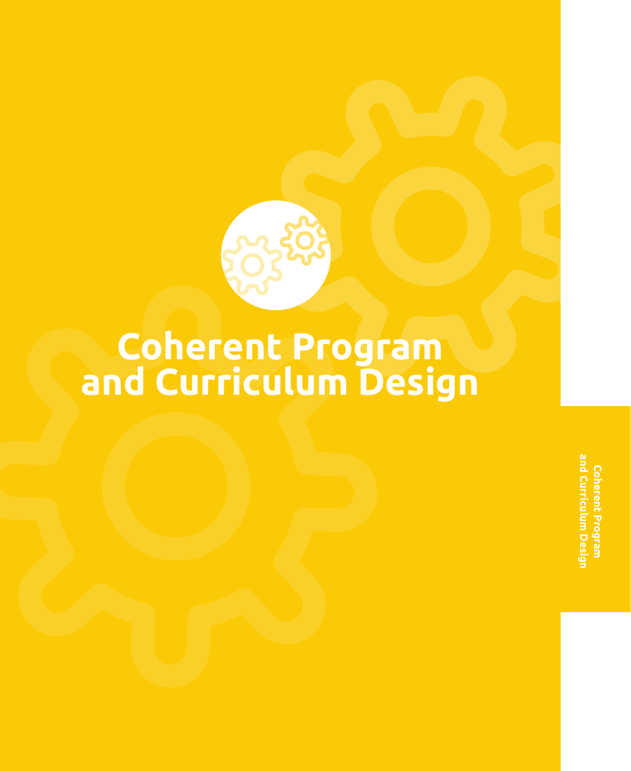# Coherent Program and Curriculum Design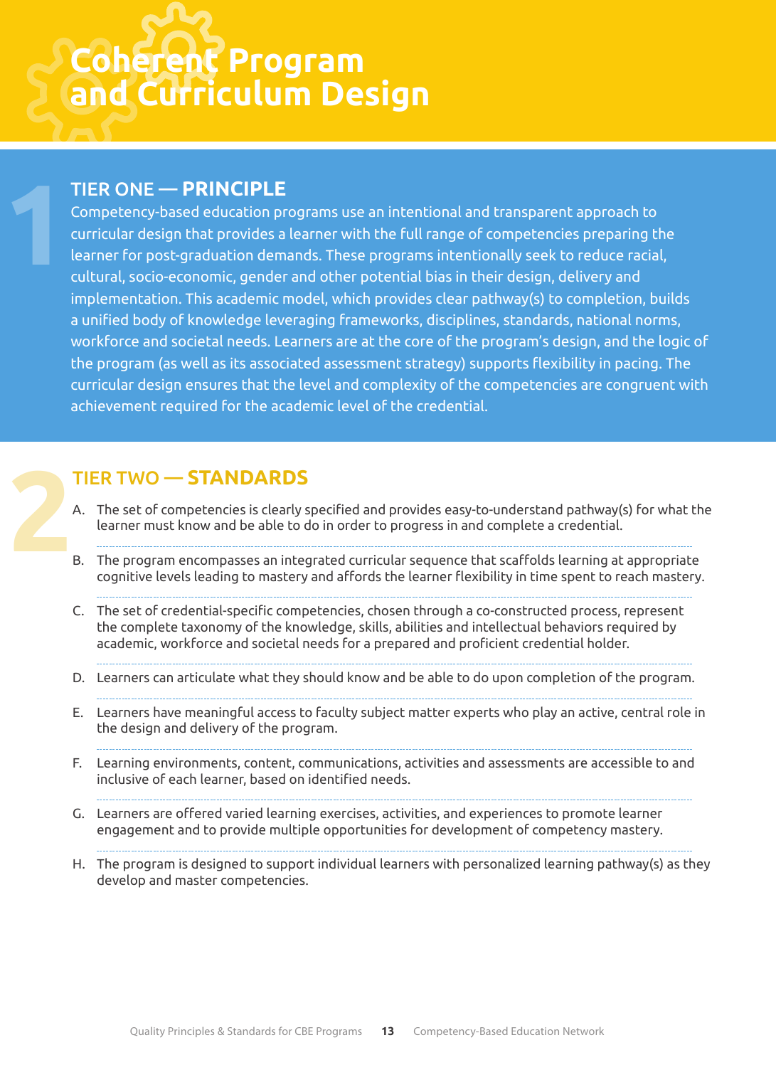# Coherent Program and Curriculum Design

## TIER ONE — PRINCIPLE

Competency-based education programs use an intentional and transparent approach to curricular design that provides a learner with the full range of competencies preparing the learner for post-graduation demands. These programs intentionally seek to reduce racial, cultural, socio-economic, gender and other potential bias in their design, delivery and implementation. This academic model, which provides clear pathway(s) to completion, builds a unified body of knowledge leveraging frameworks, disciplines, standards, national norms, workforce and societal needs. Learners are at the core of the program's design, and the logic of the program (as well as its associated assessment strategy) supports flexibility in pacing. The curricular design ensures that the level and complexity of the competencies are congruent with achievement required for the academic level of the credential.

## TIER TWO — STANDARDS

A. The set of competencies is clearly specified and provides easy-to-understand pathway(s) for what the learner must know and be able to do in order to progress in and complete a credential.

B. The program encompasses an integrated curricular sequence that scaffolds learning at appropriate cognitive levels leading to mastery and affords the learner flexibility in time spent to reach mastery.

C. The set of credential-specific competencies, chosen through a co-constructed process, represent the complete taxonomy of the knowledge, skills, abilities and intellectual behaviors required by academic, workforce and societal needs for a prepared and proficient credential holder.

D. Learners can articulate what they should know and be able to do upon completion of the program.

E. Learners have meaningful access to faculty subject matter experts who play an active, central role in the design and delivery of the program.

F. Learning environments, content, communications, activities and assessments are accessible to and inclusive of each learner, based on identified needs.

G. Learners are offered varied learning exercises, activities, and experiences to promote learner engagement and to provide multiple opportunities for development of competency mastery.

H. The program is designed to support individual learners with personalized learning pathway(s) as they develop and master competencies.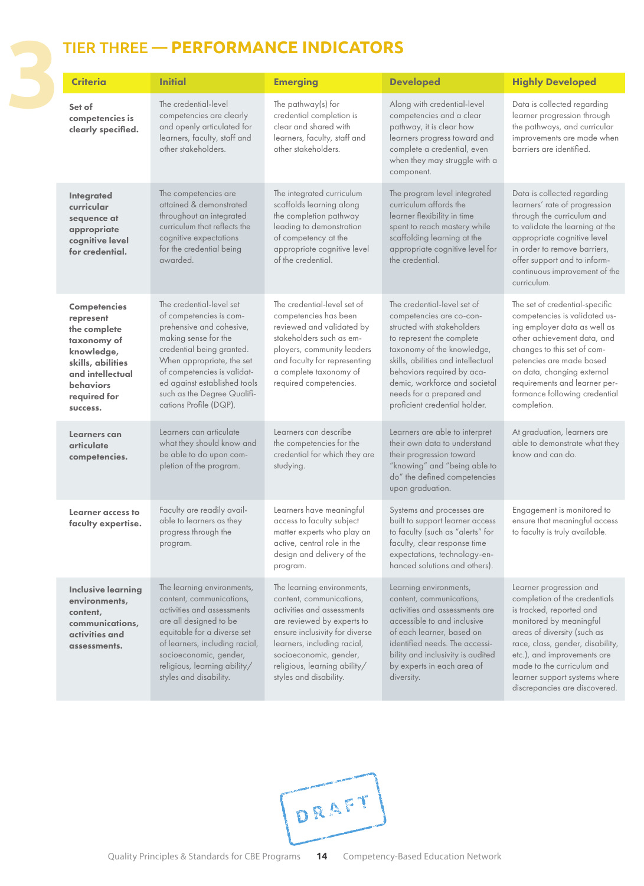# TIER THREE — PERFORMANCE INDICATORS

| Criteria | Initial | Emerging | Developed | Highly Developed |
|---|---|---|---|---|
| **Set of competencies is clearly specified.** | The credential-level competencies are clearly and openly articulated for learners, faculty, staff and other stakeholders. | The pathway(s) for credential completion is clear and shared with learners, faculty, staff and other stakeholders. | Along with credential-level competencies and a clear pathway, it is clear how learners progress toward and complete a credential, even when they may struggle with a component. | Data is collected regarding learner progression through the pathways, and curricular improvements are made when barriers are identified. |
| **Integrated curricular sequence at appropriate cognitive level for credential.** | The competencies are attained & demonstrated throughout an integrated curriculum that reflects the cognitive expectations for the credential being awarded. | The integrated curriculum scaffolds learning along the completion pathway leading to demonstration of competency at the appropriate cognitive level of the credential. | The program level integrated curriculum affords the learner flexibility in time spent to reach mastery while scaffolding learning at the appropriate cognitive level for the credential. | Data is collected regarding learners' rate of progression through the curriculum and to validate the learning at the appropriate cognitive level in order to remove barriers, offer support and to inform continuous improvement of the curriculum. |
| **Competencies represent the complete taxonomy of knowledge, skills, abilities and intellectual behaviors required for success.** | The credential-level set of competencies is comprehensive and cohesive, making sense for the credential being granted. When appropriate, the set of competencies is validated against established tools such as the Degree Qualifications Profile (DQP). | The credential-level set of competencies has been reviewed and validated by stakeholders such as employers, community leaders and faculty for representing a complete taxonomy of required competencies. | The credential-level set of competencies are co-constructed with stakeholders to represent the complete taxonomy of the knowledge, skills, abilities and intellectual behaviors required by academic, workforce and societal needs for a prepared and proficient credential holder. | The set of credential-specific competencies is validated using employer data as well as other achievement data, and changes to this set of competencies are made based on data, changing external requirements and learner performance following credential completion. |
| **Learners can articulate competencies.** | Learners can articulate what they should know and be able to do upon completion of the program. | Learners can describe the competencies for the credential for which they are studying. | Learners are able to interpret their own data to understand their progression toward "knowing" and "being able to do" the defined competencies upon graduation. | At graduation, learners are able to demonstrate what they know and can do. |
| **Learner access to faculty expertise.** | Faculty are readily available to learners as they progress through the program. | Learners have meaningful access to faculty subject matter experts who play an active, central role in the design and delivery of the program. | Systems and processes are built to support learner access to faculty (such as "alerts" for faculty, clear response time expectations, technology-enhanced solutions and others). | Engagement is monitored to ensure that meaningful access to faculty is truly available. |
| **Inclusive learning environments, content, communications, activities and assessments.** | The learning environments, content, communications, activities and assessments are all designed to be equitable for a diverse set of learners, including racial, socioeconomic, gender, religious, learning ability/ styles and disability. | The learning environments, content, communications, activities and assessments are reviewed by experts to ensure inclusivity for diverse learners, including racial, socioeconomic, gender, religious, learning ability/ styles and disability. | Learning environments, content, communications, activities and assessments are accessible to and inclusive of each learner, based on identified needs. The accessibility and inclusivity is audited by experts in each area of diversity. | Learner progression and completion of the credentials is tracked, reported and monitored by meaningful areas of diversity (such as race, class, gender, disability, etc.), and improvements are made to the curriculum and learner support systems where discrepancies are discovered. |

DRAFT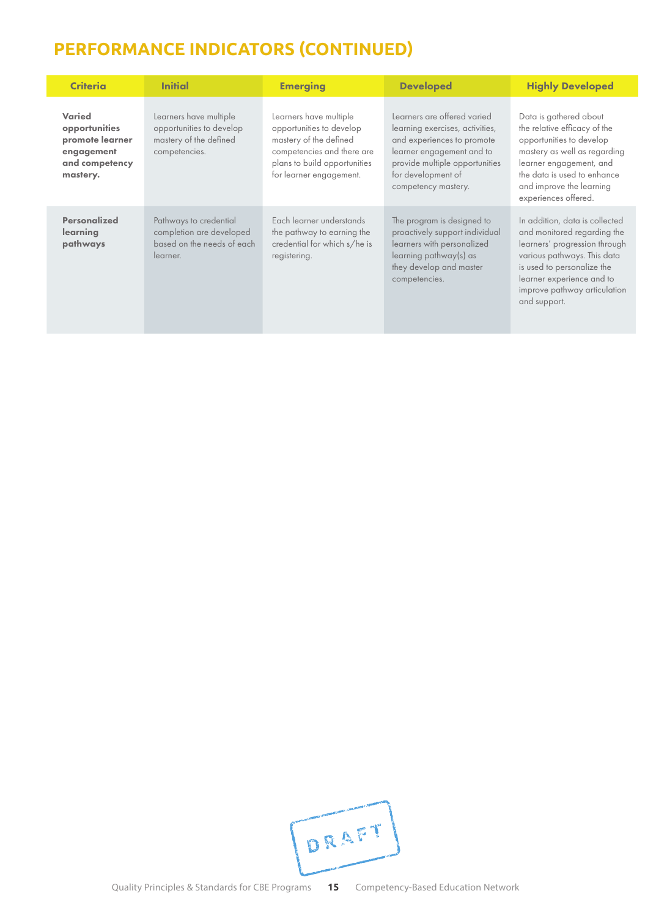## PERFORMANCE INDICATORS (CONTINUED)

| Criteria | Initial | Emerging | Developed | Highly Developed |
|---|---|---|---|---|
| **Varied opportunities promote learner engagement and competency mastery.** | Learners have multiple opportunities to develop mastery of the defined competencies. | Learners have multiple opportunities to develop mastery of the defined competencies and there are plans to build opportunities for learner engagement. | Learners are offered varied learning exercises, activities, and experiences to promote learner engagement and to provide multiple opportunities for development of competency mastery. | Data is gathered about the relative efficacy of the opportunities to develop mastery as well as regarding learner engagement, and the data is used to enhance and improve the learning experiences offered. |
| **Personalized learning pathways** | Pathways to credential completion are developed based on the needs of each learner. | Each learner understands the pathway to earning the credential for which s/he is registering. | The program is designed to proactively support individual learners with personalized learning pathway(s) as they develop and master competencies. | In addition, data is collected and monitored regarding the learners' progression through various pathways. This data is used to personalize the learner experience and to improve pathway articulation and support. |

DRAFT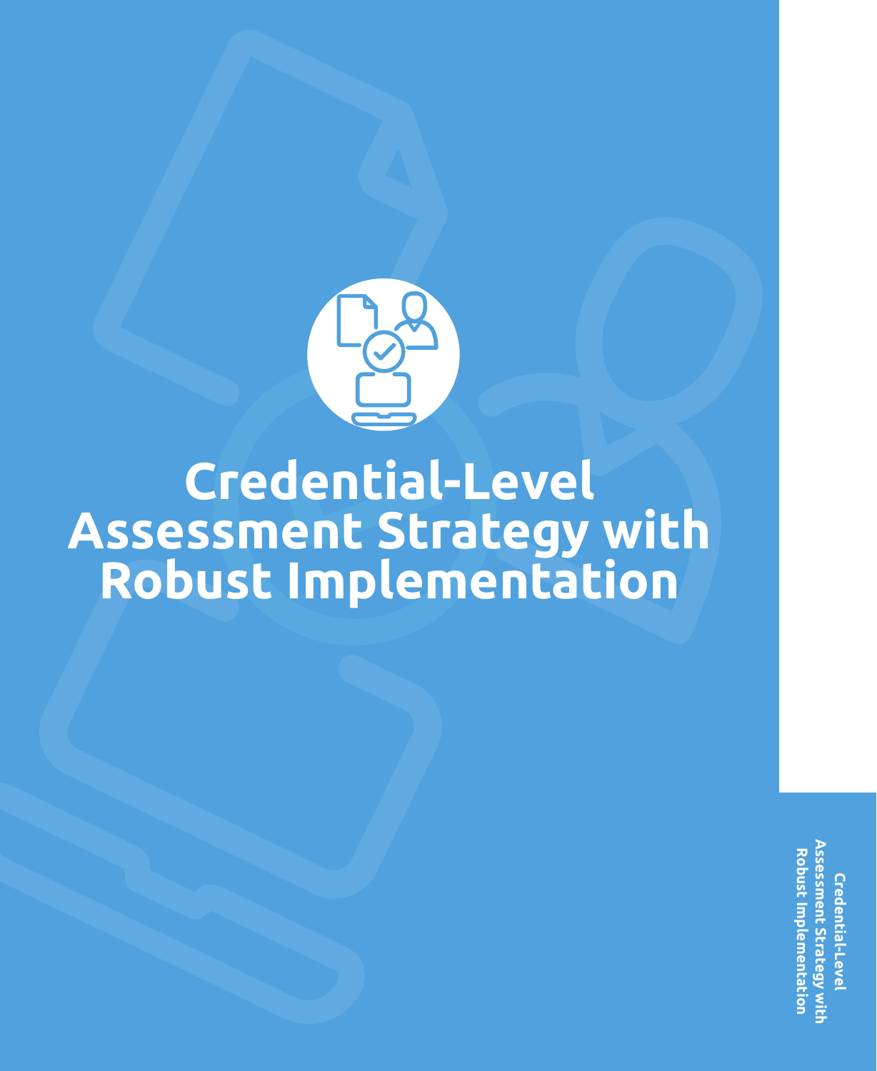# Credential-Level Assessment Strategy with Robust Implementation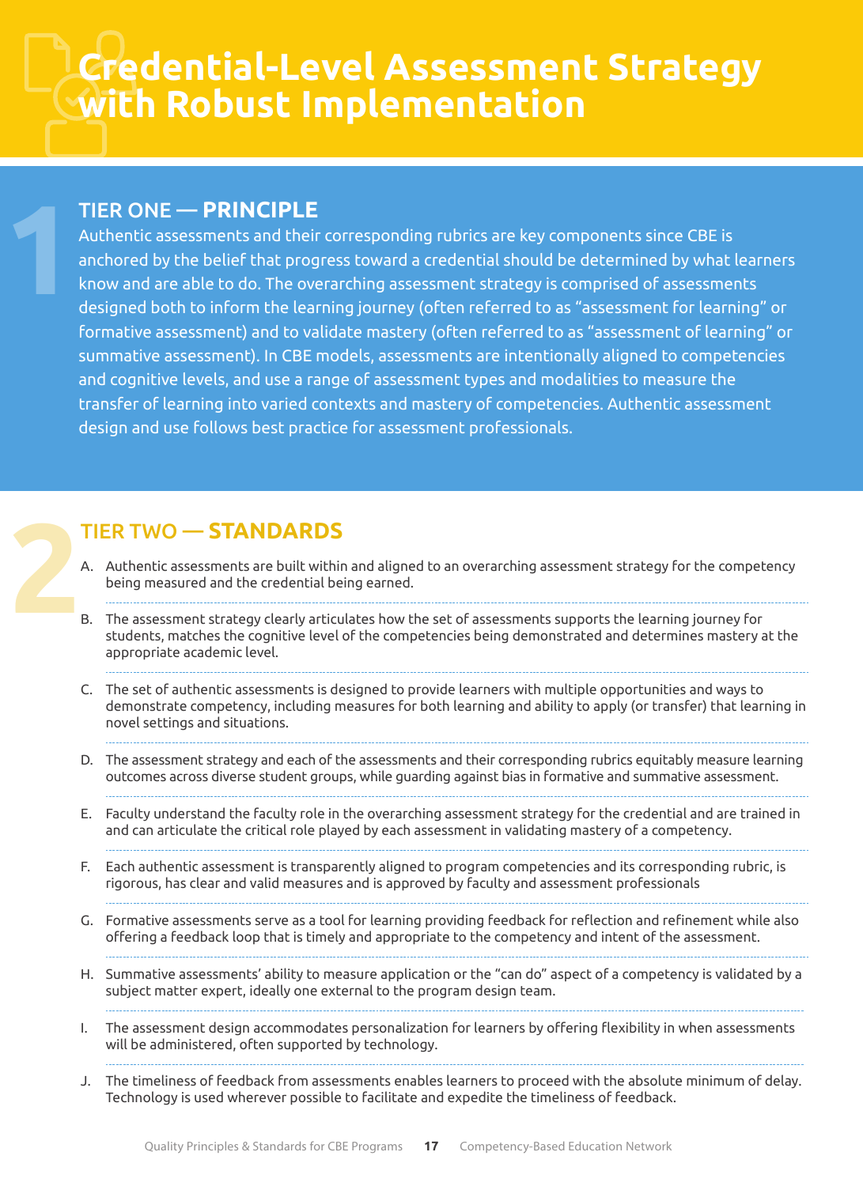# Credential-Level Assessment Strategy with Robust Implementation

## TIER ONE — PRINCIPLE

Authentic assessments and their corresponding rubrics are key components since CBE is anchored by the belief that progress toward a credential should be determined by what learners know and are able to do. The overarching assessment strategy is comprised of assessments designed both to inform the learning journey (often referred to as "assessment for learning" or formative assessment) and to validate mastery (often referred to as "assessment of learning" or summative assessment). In CBE models, assessments are intentionally aligned to competencies and cognitive levels, and use a range of assessment types and modalities to measure the transfer of learning into varied contexts and mastery of competencies. Authentic assessment design and use follows best practice for assessment professionals.

## TIER TWO — STANDARDS

A. Authentic assessments are built within and aligned to an overarching assessment strategy for the competency being measured and the credential being earned.

B. The assessment strategy clearly articulates how the set of assessments supports the learning journey for students, matches the cognitive level of the competencies being demonstrated and determines mastery at the appropriate academic level.

C. The set of authentic assessments is designed to provide learners with multiple opportunities and ways to demonstrate competency, including measures for both learning and ability to apply (or transfer) that learning in novel settings and situations.

D. The assessment strategy and each of the assessments and their corresponding rubrics equitably measure learning outcomes across diverse student groups, while guarding against bias in formative and summative assessment.

E. Faculty understand the faculty role in the overarching assessment strategy for the credential and are trained in and can articulate the critical role played by each assessment in validating mastery of a competency.

F. Each authentic assessment is transparently aligned to program competencies and its corresponding rubric, is rigorous, has clear and valid measures and is approved by faculty and assessment professionals

G. Formative assessments serve as a tool for learning providing feedback for reflection and refinement while also offering a feedback loop that is timely and appropriate to the competency and intent of the assessment.

H. Summative assessments' ability to measure application or the "can do" aspect of a competency is validated by a subject matter expert, ideally one external to the program design team.

I. The assessment design accommodates personalization for learners by offering flexibility in when assessments will be administered, often supported by technology.

J. The timeliness of feedback from assessments enables learners to proceed with the absolute minimum of delay. Technology is used wherever possible to facilitate and expedite the timeliness of feedback.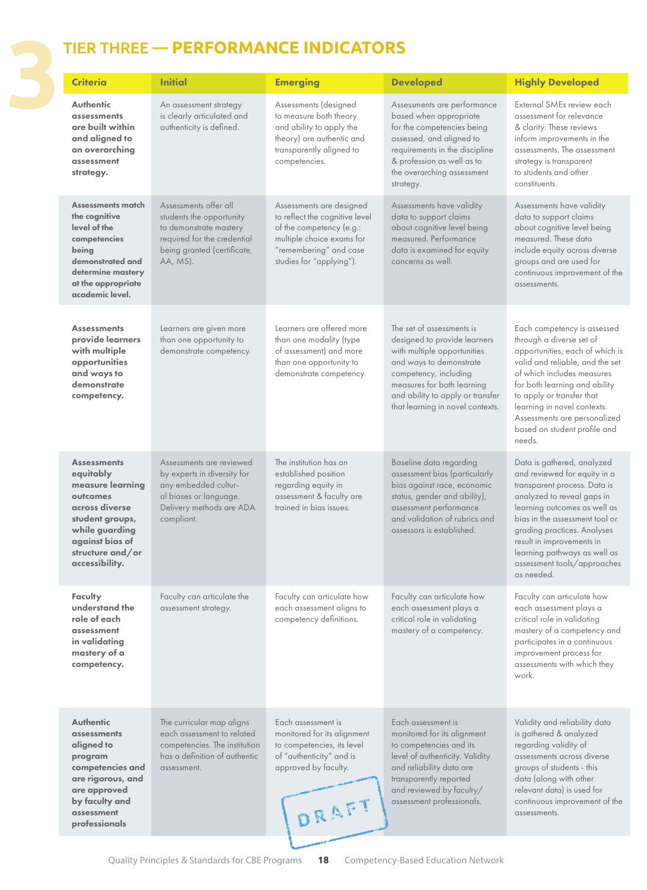# TIER THREE — PERFORMANCE INDICATORS

| Criteria | Initial | Emerging | Developed | Highly Developed |
|---|---|---|---|---|
| **Authentic assessments are built within and aligned to an overarching assessment strategy.** | An assessment strategy is clearly articulated and authenticity is defined. | Assessments (designed to measure both theory and ability to apply the theory) are authentic and transparently aligned to competencies. | Assessments are performance based when appropriate for the competencies being assessed, and aligned to requirements in the discipline & profession as well as to the overarching assessment strategy. | External SMEs review each assessment for relevance & clarity. These reviews inform improvements in the assessments. The assessment strategy is transparent to students and other constituents. |
| **Assessments match the cognitive level of the competencies being demonstrated and determine mastery at the appropriate academic level.** | Assessments offer all students the opportunity to demonstrate mastery required for the credential being granted (certificate, AA, MS). | Assessments are designed to reflect the cognitive level of the competency (e.g.: multiple choice exams for "remembering" and case studies for "applying"). | Assessments have validity data to support claims about cognitive level being measured. Performance data is examined for equity concerns as well. | Assessments have validity data to support claims about cognitive level being measured. These data include equity across diverse groups and are used for continuous improvement of the assessments. |
| **Assessments provide learners with multiple opportunities and ways to demonstrate competency.** | Learners are given more than one opportunity to demonstrate competency. | Learners are offered more than one modality (type of assessment) and more than one opportunity to demonstrate competency. | The set of assessments is designed to provide learners with multiple opportunities and ways to demonstrate competency, including measures for both learning and ability to apply or transfer that learning in novel contexts. | Each competency is assessed through a diverse set of opportunities, each of which is valid and reliable, and the set of which includes measures for both learning and ability to apply or transfer that learning in novel contexts. Assessments are personalized based on student profile and needs. |
| **Assessments equitably measure learning outcomes across diverse student groups, while guarding against bias of structure and/or accessibility.** | Assessments are reviewed by experts in diversity for any embedded cultural biases or language. Delivery methods are ADA compliant. | The institution has an established position regarding equity in assessment & faculty are trained in bias issues. | Baseline data regarding assessment bias (particularly bias against race, economic status, gender and ability), assessment performance and validation of rubrics and assessors is established. | Data is gathered, analyzed and reviewed for equity in a transparent process. Data is analyzed to reveal gaps in learning outcomes as well as bias in the assessment tool or grading practices. Analyses result in improvements in learning pathways as well as assessment tools/approaches as needed. |
| **Faculty understand the role of each assessment in validating mastery of a competency.** | Faculty can articulate the assessment strategy. | Faculty can articulate how each assessment aligns to competency definitions. | Faculty can articulate how each assessment plays a critical role in validating mastery of a competency. | Faculty can articulate how each assessment plays a critical role in validating mastery of a competency and participates in a continuous improvement process for assessments with which they work. |
| **Authentic assessments aligned to program competencies and are rigorous, and are approved by faculty and assessment professionals** | The curricular map aligns each assessment to related competencies. The institution has a definition of authentic assessment. | Each assessment is monitored for its alignment to competencies, its level of "authenticity" and is approved by faculty. | Each assessment is monitored for its alignment to competencies and its level of authenticity. Validity and reliability data are transparently reported and reviewed by faculty/assessment professionals. | Validity and reliability data is gathered & analyzed regarding validity of assessments across diverse groups of students - this data (along with other relevant data) is used for continuous improvement of the assessments. |

DRAFT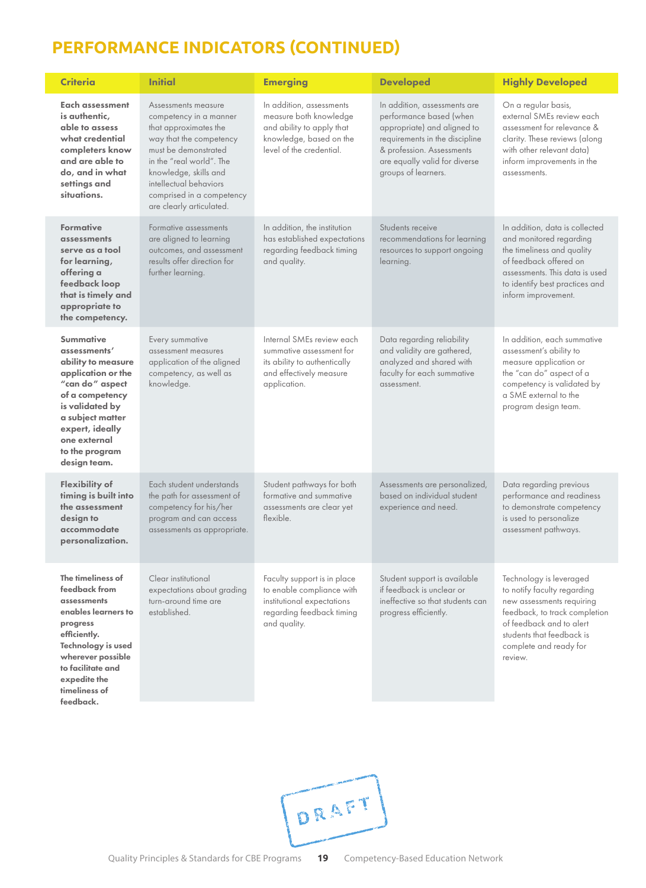## PERFORMANCE INDICATORS (CONTINUED)

| Criteria | Initial | Emerging | Developed | Highly Developed |
|---|---|---|---|---|
| **Each assessment is authentic, able to assess what credential completers know and are able to do, and in what settings and situations.** | Assessments measure competency in a manner that approximates the way that the competency must be demonstrated in the "real world". The knowledge, skills and intellectual behaviors comprised in a competency are clearly articulated. | In addition, assessments measure both knowledge and ability to apply that knowledge, based on the level of the credential. | In addition, assessments are performance based (when appropriate) and aligned to requirements in the discipline & profession. Assessments are equally valid for diverse groups of learners. | On a regular basis, external SMEs review each assessment for relevance & clarity. These reviews (along with other relevant data) inform improvements in the assessments. |
| **Formative assessments serve as a tool for learning, offering a feedback loop that is timely and appropriate to the competency.** | Formative assessments are aligned to learning outcomes, and assessment results offer direction for further learning. | In addition, the institution has established expectations regarding feedback timing and quality. | Students receive recommendations for learning resources to support ongoing learning. | In addition, data is collected and monitored regarding the timeliness and quality of feedback offered on assessments. This data is used to identify best practices and inform improvement. |
| **Summative assessments' ability to measure application or the "can do" aspect of a competency is validated by a subject matter expert, ideally one external to the program design team.** | Every summative assessment measures application of the aligned competency, as well as knowledge. | Internal SMEs review each summative assessment for its ability to authentically and effectively measure application. | Data regarding reliability and validity are gathered, analyzed and shared with faculty for each summative assessment. | In addition, each summative assessment's ability to measure application or the "can do" aspect of a competency is validated by a SME external to the program design team. |
| **Flexibility of timing is built into the assessment design to accommodate personalization.** | Each student understands the path for assessment of competency for his/her program and can access assessments as appropriate. | Student pathways for both formative and summative assessments are clear yet flexible. | Assessments are personalized, based on individual student experience and need. | Data regarding previous performance and readiness to demonstrate competency is used to personalize assessment pathways. |
| **The timeliness of feedback from assessments enables learners to progress efficiently. Technology is used wherever possible to facilitate and expedite the timeliness of feedback.** | Clear institutional expectations about grading turn-around time are established. | Faculty support is in place to enable compliance with institutional expectations regarding feedback timing and quality. | Student support is available if feedback is unclear or ineffective so that students can progress efficiently. | Technology is leveraged to notify faculty regarding new assessments requiring feedback, to track completion of feedback and to alert students that feedback is complete and ready for review. |

DRAFT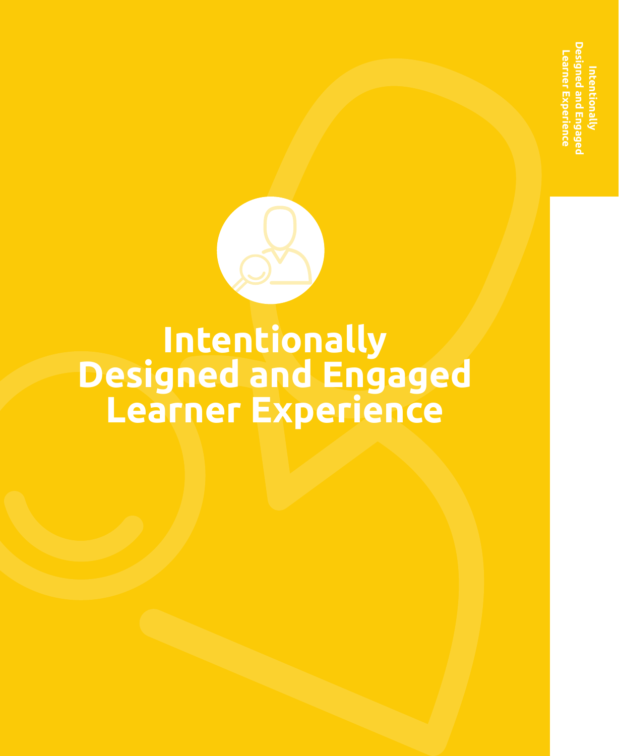# Intentionally Designed and Engaged Learner Experience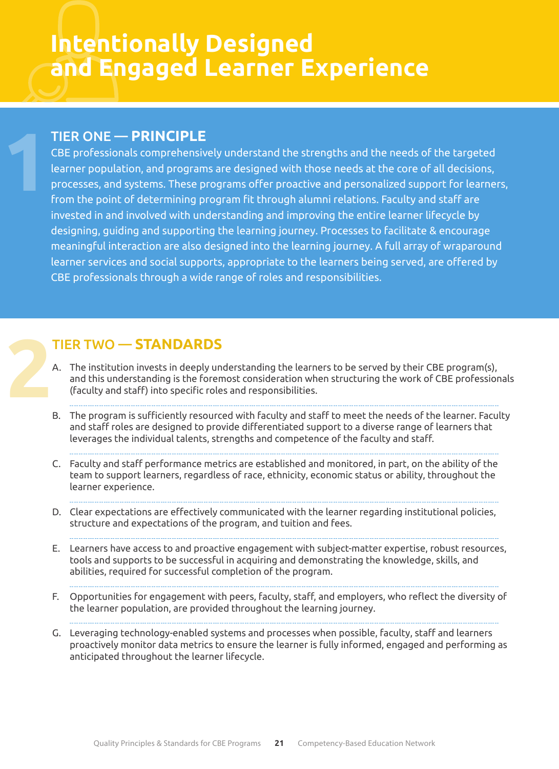# Intentionally Designed and Engaged Learner Experience

## TIER ONE — PRINCIPLE

CBE professionals comprehensively understand the strengths and the needs of the targeted learner population, and programs are designed with those needs at the core of all decisions, processes, and systems. These programs offer proactive and personalized support for learners, from the point of determining program fit through alumni relations. Faculty and staff are invested in and involved with understanding and improving the entire learner lifecycle by designing, guiding and supporting the learning journey. Processes to facilitate & encourage meaningful interaction are also designed into the learning journey. A full array of wraparound learner services and social supports, appropriate to the learners being served, are offered by CBE professionals through a wide range of roles and responsibilities.

## TIER TWO — STANDARDS

A. The institution invests in deeply understanding the learners to be served by their CBE program(s), and this understanding is the foremost consideration when structuring the work of CBE professionals (faculty and staff) into specific roles and responsibilities.

B. The program is sufficiently resourced with faculty and staff to meet the needs of the learner. Faculty and staff roles are designed to provide differentiated support to a diverse range of learners that leverages the individual talents, strengths and competence of the faculty and staff.

C. Faculty and staff performance metrics are established and monitored, in part, on the ability of the team to support learners, regardless of race, ethnicity, economic status or ability, throughout the learner experience.

D. Clear expectations are effectively communicated with the learner regarding institutional policies, structure and expectations of the program, and tuition and fees.

E. Learners have access to and proactive engagement with subject-matter expertise, robust resources, tools and supports to be successful in acquiring and demonstrating the knowledge, skills, and abilities, required for successful completion of the program.

F. Opportunities for engagement with peers, faculty, staff, and employers, who reflect the diversity of the learner population, are provided throughout the learning journey.

G. Leveraging technology-enabled systems and processes when possible, faculty, staff and learners proactively monitor data metrics to ensure the learner is fully informed, engaged and performing as anticipated throughout the learner lifecycle.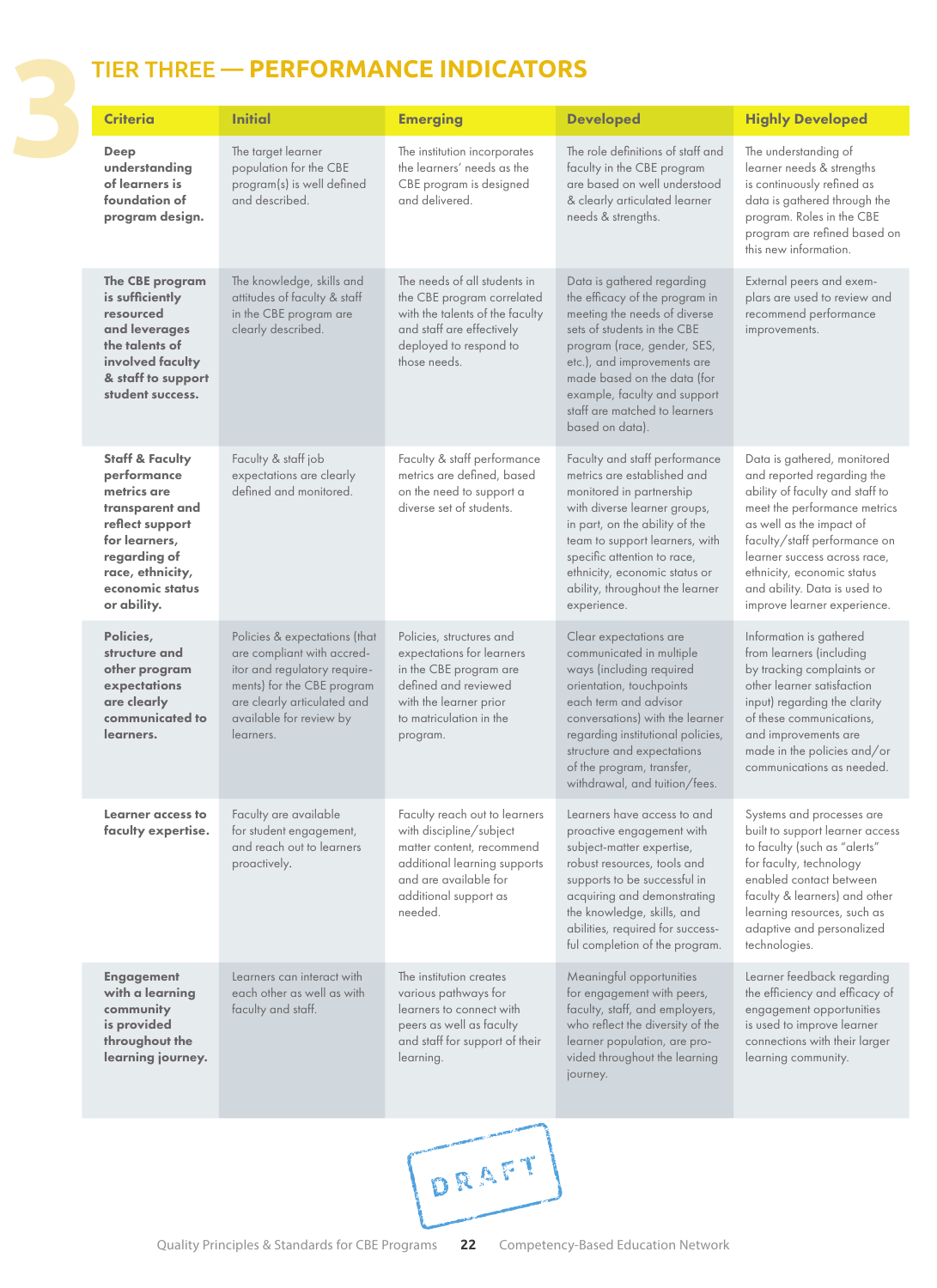# TIER THREE — PERFORMANCE INDICATORS

| Criteria | Initial | Emerging | Developed | Highly Developed |
|---|---|---|---|---|
| **Deep understanding of learners is foundation of program design.** | The target learner population for the CBE program(s) is well defined and described. | The institution incorporates the learners' needs as the CBE program is designed and delivered. | The role definitions of staff and faculty in the CBE program are based on well understood & clearly articulated learner needs & strengths. | The understanding of learner needs & strengths is continuously refined as data is gathered through the program. Roles in the CBE program are refined based on this new information. |
| **The CBE program is sufficiently resourced and leverages the talents of involved faculty & staff to support student success.** | The knowledge, skills and attitudes of faculty & staff in the CBE program are clearly described. | The needs of all students in the CBE program correlated with the talents of the faculty and staff are effectively deployed to respond to those needs. | Data is gathered regarding the efficacy of the program in meeting the needs of diverse sets of students in the CBE program (race, gender, SES, etc.), and improvements are made based on the data (for example, faculty and support staff are matched to learners based on data). | External peers and exemplars are used to review and recommend performance improvements. |
| **Staff & Faculty performance metrics are transparent and reflect support for learners, regarding of race, ethnicity, economic status or ability.** | Faculty & staff job expectations are clearly defined and monitored. | Faculty & staff performance metrics are defined, based on the need to support a diverse set of students. | Faculty and staff performance metrics are established and monitored in partnership with diverse learner groups, in part, on the ability of the team to support learners, with specific attention to race, ethnicity, economic status or ability, throughout the learner experience. | Data is gathered, monitored and reported regarding the ability of faculty and staff to meet the performance metrics as well as the impact of faculty/staff performance on learner success across race, ethnicity, economic status and ability. Data is used to improve learner experience. |
| **Policies, structure and other program expectations are clearly communicated to learners.** | Policies & expectations (that are compliant with accreditor and regulatory requirements) for the CBE program are clearly articulated and available for review by learners. | Policies, structures and expectations for learners in the CBE program are defined and reviewed with the learner prior to matriculation in the program. | Clear expectations are communicated in multiple ways (including required orientation, touchpoints each term and advisor conversations) with the learner regarding institutional policies, structure and expectations of the program, transfer, withdrawal, and tuition/fees. | Information is gathered from learners (including by tracking complaints or other learner satisfaction input) regarding the clarity of these communications, and improvements are made in the policies and/or communications as needed. |
| **Learner access to faculty expertise.** | Faculty are available for student engagement, and reach out to learners proactively. | Faculty reach out to learners with discipline/subject matter content, recommend additional learning supports and are available for additional support as needed. | Learners have access to and proactive engagement with subject-matter expertise, robust resources, tools and supports to be successful in acquiring and demonstrating the knowledge, skills, and abilities, required for successful completion of the program. | Systems and processes are built to support learner access to faculty (such as "alerts" for faculty, technology enabled contact between faculty & learners) and other learning resources, such as adaptive and personalized technologies. |
| **Engagement with a learning community is provided throughout the learning journey.** | Learners can interact with each other as well as with faculty and staff. | The institution creates various pathways for learners to connect with peers as well as faculty and staff for support of their learning. | Meaningful opportunities for engagement with peers, faculty, staff, and employers, who reflect the diversity of the learner population, are provided throughout the learning journey. | Learner feedback regarding the efficiency and efficacy of engagement opportunities is used to improve learner connections with their larger learning community. |

DRAFT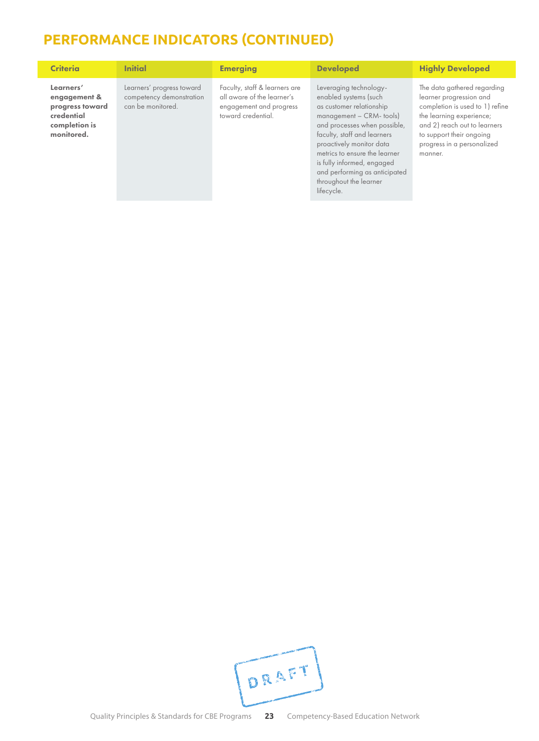## PERFORMANCE INDICATORS (CONTINUED)

| Criteria | Initial | Emerging | Developed | Highly Developed |
|---|---|---|---|---|
| **Learners' engagement & progress toward credential completion is monitored.** | Learners' progress toward competency demonstration can be monitored. | Faculty, staff & learners are all aware of the learner's engagement and progress toward credential. | Leveraging technology-enabled systems (such as customer relationship management – CRM- tools) and processes when possible, faculty, staff and learners proactively monitor data metrics to ensure the learner is fully informed, engaged and performing as anticipated throughout the learner lifecycle. | The data gathered regarding learner progression and completion is used to 1) refine the learning experience; and 2) reach out to learners to support their ongoing progress in a personalized manner. |

DRAFT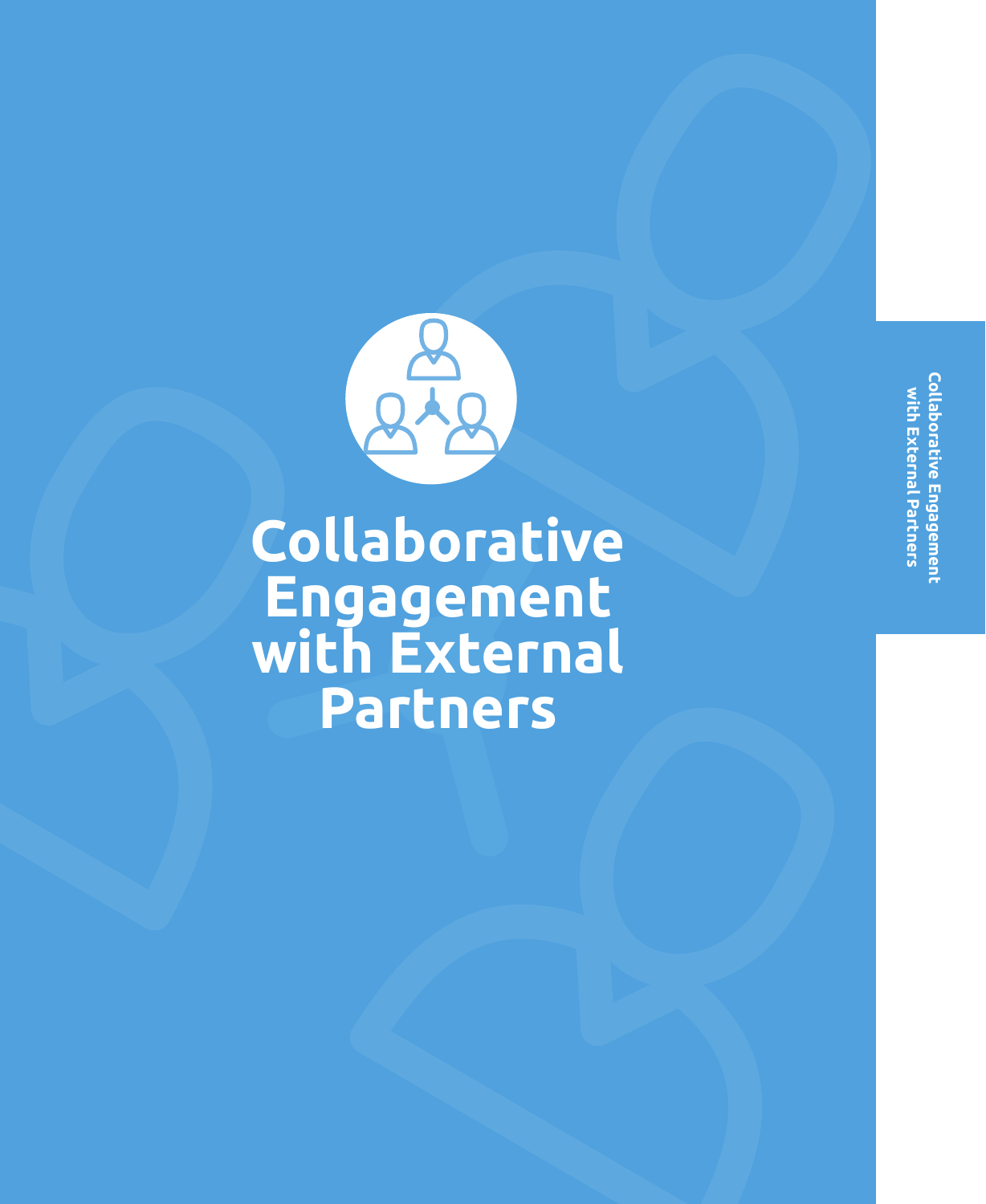# Collaborative Engagement with External Partners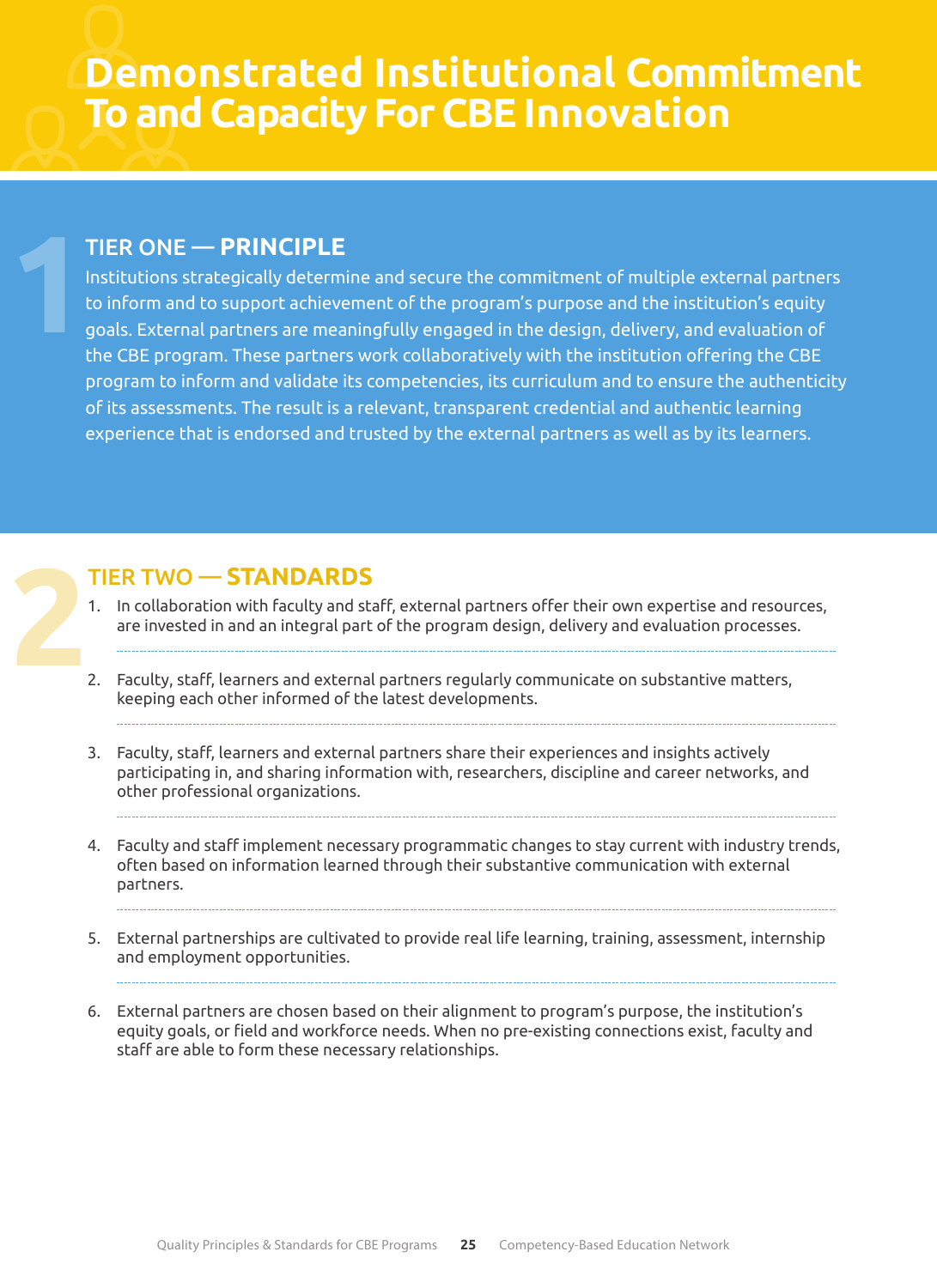# Demonstrated Institutional Commitment To and Capacity For CBE Innovation

## TIER ONE — PRINCIPLE

Institutions strategically determine and secure the commitment of multiple external partners to inform and to support achievement of the program's purpose and the institution's equity goals. External partners are meaningfully engaged in the design, delivery, and evaluation of the CBE program. These partners work collaboratively with the institution offering the CBE program to inform and validate its competencies, its curriculum and to ensure the authenticity of its assessments. The result is a relevant, transparent credential and authentic learning experience that is endorsed and trusted by the external partners as well as by its learners.

## TIER TWO — STANDARDS

1. In collaboration with faculty and staff, external partners offer their own expertise and resources, are invested in and an integral part of the program design, delivery and evaluation processes.
2. Faculty, staff, learners and external partners regularly communicate on substantive matters, keeping each other informed of the latest developments.
3. Faculty, staff, learners and external partners share their experiences and insights actively participating in, and sharing information with, researchers, discipline and career networks, and other professional organizations.
4. Faculty and staff implement necessary programmatic changes to stay current with industry trends, often based on information learned through their substantive communication with external partners.
5. External partnerships are cultivated to provide real life learning, training, assessment, internship and employment opportunities.
6. External partners are chosen based on their alignment to program's purpose, the institution's equity goals, or field and workforce needs. When no pre-existing connections exist, faculty and staff are able to form these necessary relationships.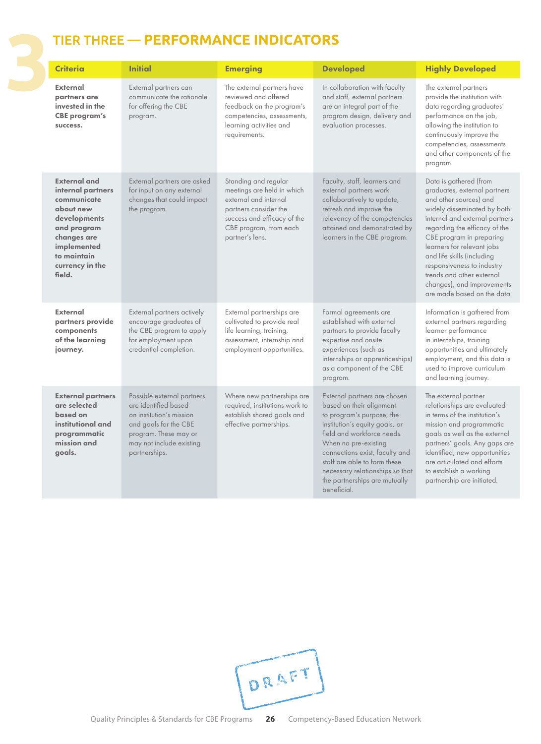# TIER THREE — PERFORMANCE INDICATORS

| Criteria | Initial | Emerging | Developed | Highly Developed |
|---|---|---|---|---|
| **External partners are invested in the CBE program's success.** | External partners can communicate the rationale for offering the CBE program. | The external partners have reviewed and offered feedback on the program's competencies, assessments, learning activities and requirements. | In collaboration with faculty and staff, external partners are an integral part of the program design, delivery and evaluation processes. | The external partners provide the institution with data regarding graduates' performance on the job, allowing the institution to continuously improve the competencies, assessments and other components of the program. |
| **External and internal partners communicate about new developments and program changes are implemented to maintain currency in the field.** | External partners are asked for input on any external changes that could impact the program. | Standing and regular meetings are held in which external and internal partners consider the success and efficacy of the CBE program, from each partner's lens. | Faculty, staff, learners and external partners work collaboratively to update, refresh and improve the relevancy of the competencies attained and demonstrated by learners in the CBE program. | Data is gathered (from graduates, external partners and other sources) and widely disseminated by both internal and external partners regarding the efficacy of the CBE program in preparing learners for relevant jobs and life skills (including responsiveness to industry trends and other external changes), and improvements are made based on the data. |
| **External partners provide components of the learning journey.** | External partners actively encourage graduates of the CBE program to apply for employment upon credential completion. | External partnerships are cultivated to provide real life learning, training, assessment, internship and employment opportunities. | Formal agreements are established with external partners to provide faculty expertise and onsite experiences (such as internships or apprenticeships) as a component of the CBE program. | Information is gathered from external partners regarding learner performance in internships, training opportunities and ultimately employment, and this data is used to improve curriculum and learning journey. |
| **External partners are selected based on institutional and programmatic mission and goals.** | Possible external partners are identified based on institution's mission and goals for the CBE program. These may or may not include existing partnerships. | Where new partnerships are required, institutions work to establish shared goals and effective partnerships. | External partners are chosen based on their alignment to program's purpose, the institution's equity goals, or field and workforce needs. When no pre-existing connections exist, faculty and staff are able to form these necessary relationships so that the partnerships are mutually beneficial. | The external partner relationships are evaluated in terms of the institution's mission and programmatic goals as well as the external partners' goals. Any gaps are identified, new opportunities are articulated and efforts to establish a working partnership are initiated. |

DRAFT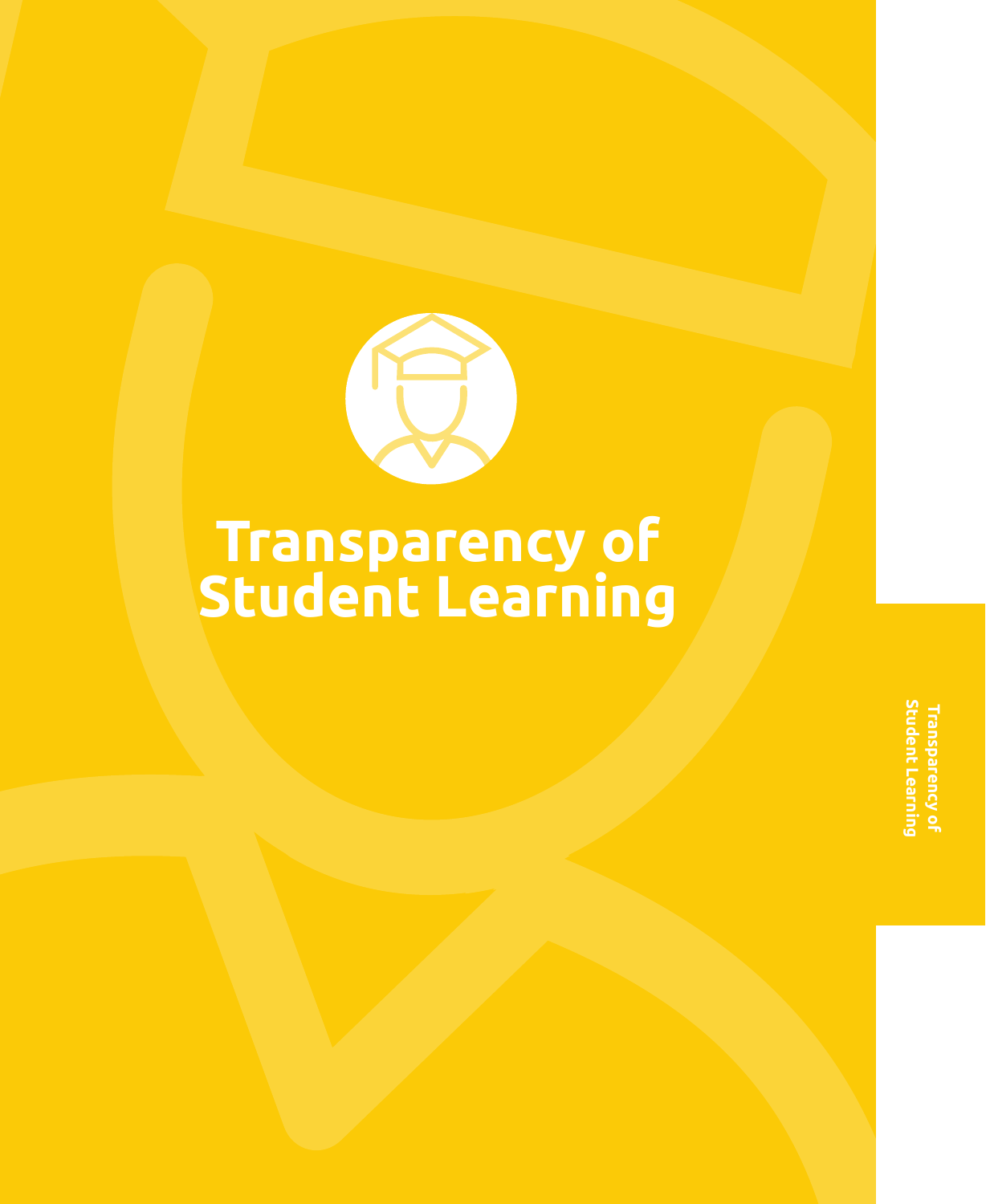# Transparency of Student Learning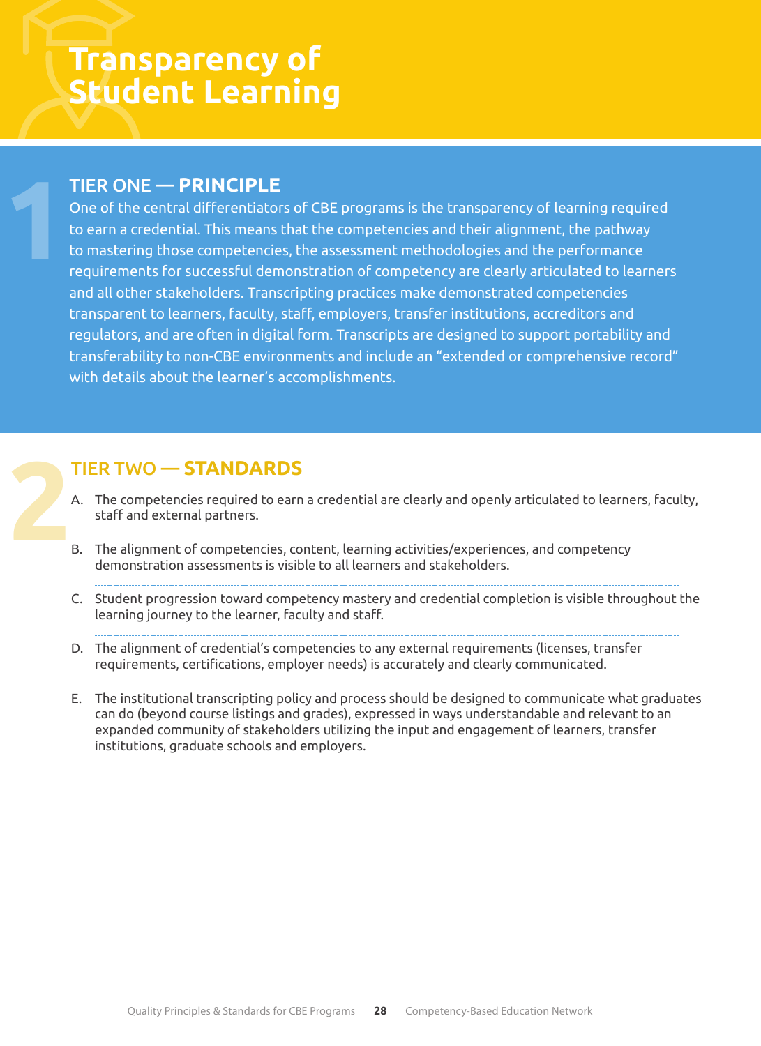# Transparency of Student Learning

## TIER ONE — PRINCIPLE

One of the central differentiators of CBE programs is the transparency of learning required to earn a credential. This means that the competencies and their alignment, the pathway to mastering those competencies, the assessment methodologies and the performance requirements for successful demonstration of competency are clearly articulated to learners and all other stakeholders. Transcripting practices make demonstrated competencies transparent to learners, faculty, staff, employers, transfer institutions, accreditors and regulators, and are often in digital form. Transcripts are designed to support portability and transferability to non-CBE environments and include an "extended or comprehensive record" with details about the learner's accomplishments.

## TIER TWO — STANDARDS

A. The competencies required to earn a credential are clearly and openly articulated to learners, faculty, staff and external partners.

B. The alignment of competencies, content, learning activities/experiences, and competency demonstration assessments is visible to all learners and stakeholders.

C. Student progression toward competency mastery and credential completion is visible throughout the learning journey to the learner, faculty and staff.

D. The alignment of credential's competencies to any external requirements (licenses, transfer requirements, certifications, employer needs) is accurately and clearly communicated.

E. The institutional transcripting policy and process should be designed to communicate what graduates can do (beyond course listings and grades), expressed in ways understandable and relevant to an expanded community of stakeholders utilizing the input and engagement of learners, transfer institutions, graduate schools and employers.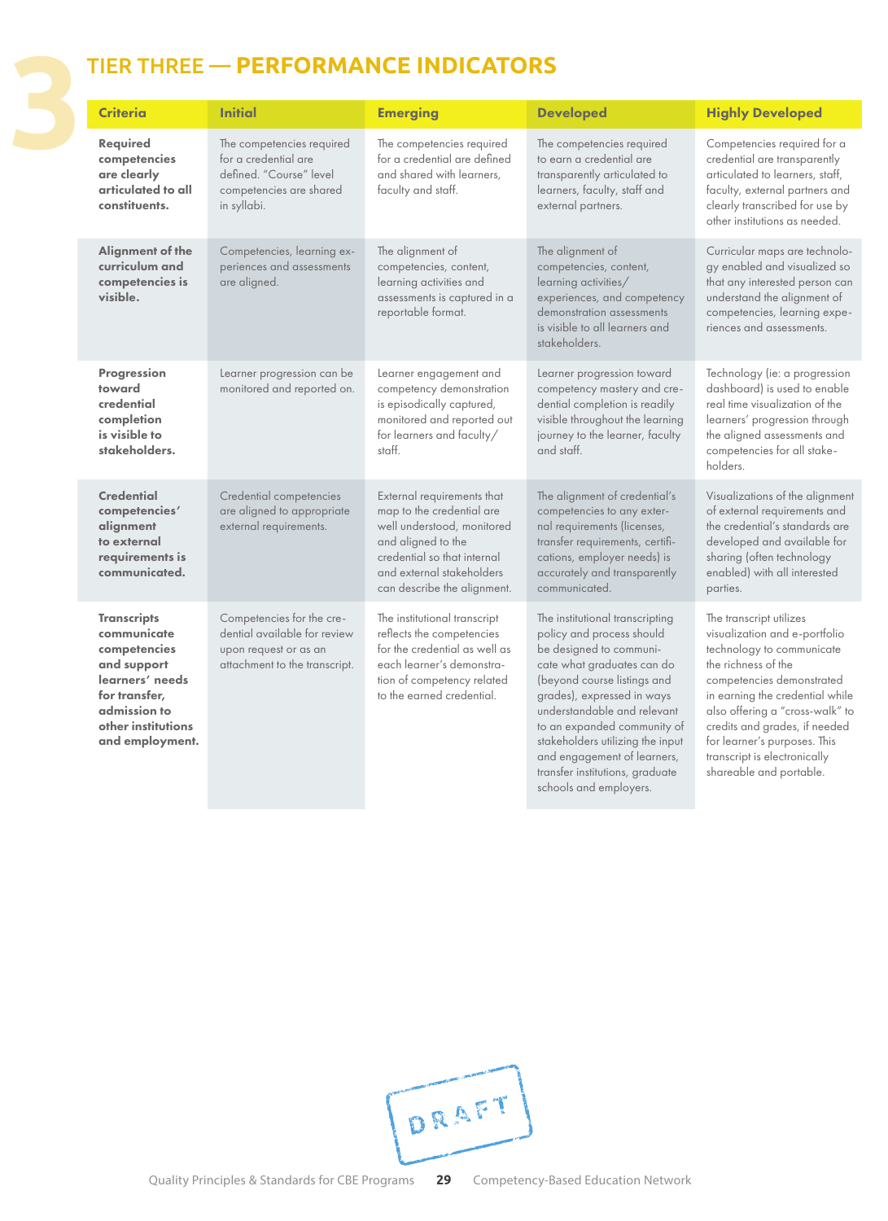# 3 TIER THREE — PERFORMANCE INDICATORS

| Criteria | Initial | Emerging | Developed | Highly Developed |
|---|---|---|---|---|
| **Required competencies are clearly articulated to all constituents.** | The competencies required for a credential are defined. "Course" level competencies are shared in syllabi. | The competencies required for a credential are defined and shared with learners, faculty and staff. | The competencies required to earn a credential are transparently articulated to learners, faculty, staff and external partners. | Competencies required for a credential are transparently articulated to learners, staff, faculty, external partners and clearly transcribed for use by other institutions as needed. |
| **Alignment of the curriculum and competencies is visible.** | Competencies, learning experiences and assessments are aligned. | The alignment of competencies, content, learning activities and assessments is captured in a reportable format. | The alignment of competencies, content, learning activities/ experiences, and competency demonstration assessments is visible to all learners and stakeholders. | Curricular maps are technology enabled and visualized so that any interested person can understand the alignment of competencies, learning experiences and assessments. |
| **Progression toward credential completion is visible to stakeholders.** | Learner progression can be monitored and reported on. | Learner engagement and competency demonstration is episodically captured, monitored and reported out for learners and faculty/ staff. | Learner progression toward competency mastery and credential completion is readily visible throughout the learning journey to the learner, faculty and staff. | Technology (ie: a progression dashboard) is used to enable real time visualization of the learners' progression through the aligned assessments and competencies for all stakeholders. |
| **Credential competencies' alignment to external requirements is communicated.** | Credential competencies are aligned to appropriate external requirements. | External requirements that map to the credential are well understood, monitored and aligned to the credential so that internal and external stakeholders can describe the alignment. | The alignment of credential's competencies to any external requirements (licenses, transfer requirements, certifications, employer needs) is accurately and transparently communicated. | Visualizations of the alignment of external requirements and the credential's standards are developed and available for sharing (often technology enabled) with all interested parties. |
| **Transcripts communicate competencies and support learners' needs for transfer, admission to other institutions and employment.** | Competencies for the credential available for review upon request or as an attachment to the transcript. | The institutional transcript reflects the competencies for the credential as well as each learner's demonstration of competency related to the earned credential. | The institutional transcripting policy and process should be designed to communicate what graduates can do (beyond course listings and grades), expressed in ways understandable and relevant to an expanded community of stakeholders utilizing the input and engagement of learners, transfer institutions, graduate schools and employers. | The transcript utilizes visualization and e-portfolio technology to communicate the richness of the competencies demonstrated in earning the credential while also offering a "cross-walk" to credits and grades, if needed for learner's purposes. This transcript is electronically shareable and portable. |

DRAFT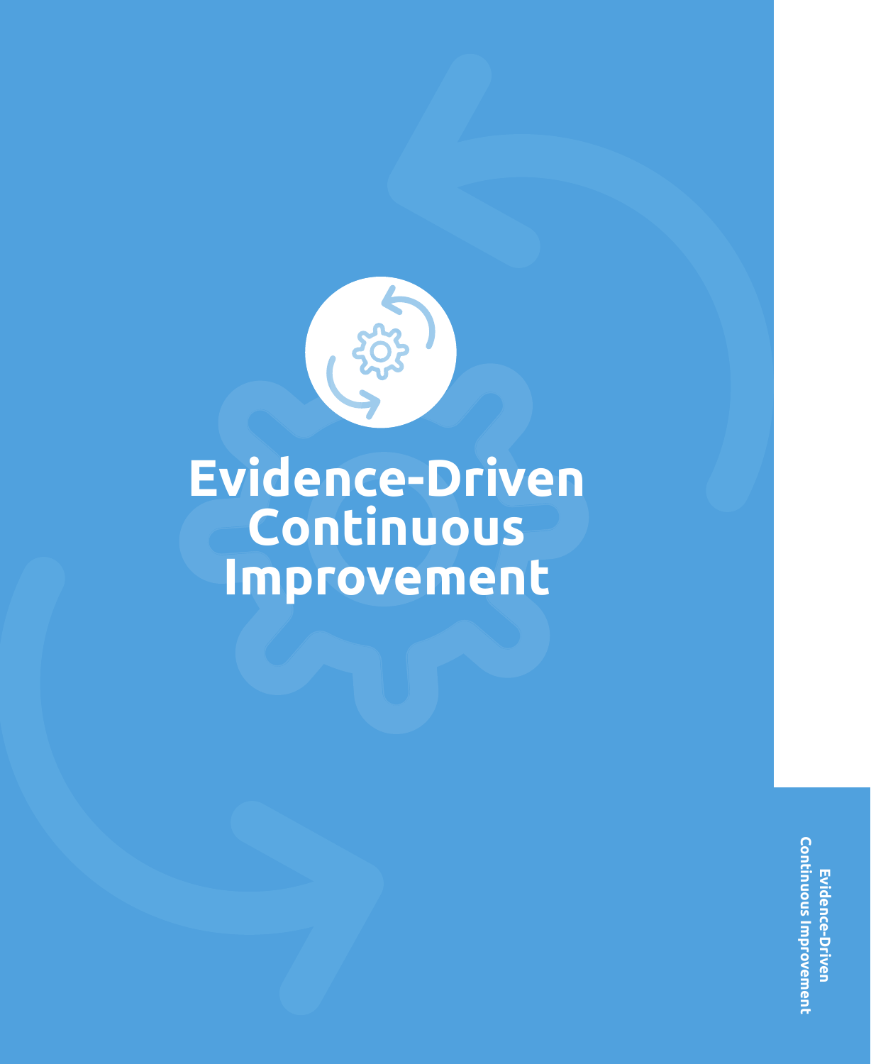# Evidence-Driven Continuous Improvement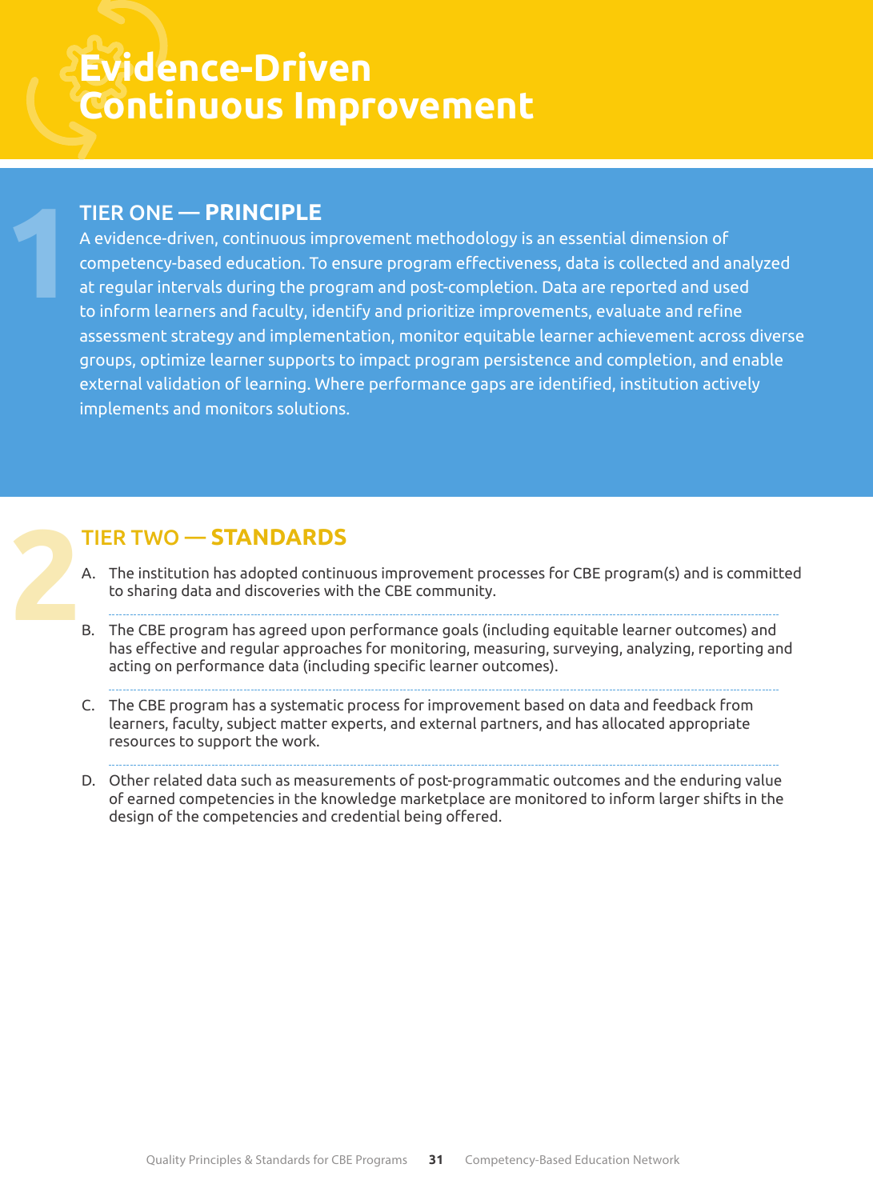# Evidence-Driven Continuous Improvement

## TIER ONE — PRINCIPLE

A evidence-driven, continuous improvement methodology is an essential dimension of competency-based education. To ensure program effectiveness, data is collected and analyzed at regular intervals during the program and post-completion. Data are reported and used to inform learners and faculty, identify and prioritize improvements, evaluate and refine assessment strategy and implementation, monitor equitable learner achievement across diverse groups, optimize learner supports to impact program persistence and completion, and enable external validation of learning. Where performance gaps are identified, institution actively implements and monitors solutions.

## TIER TWO — STANDARDS

A. The institution has adopted continuous improvement processes for CBE program(s) and is committed to sharing data and discoveries with the CBE community.

B. The CBE program has agreed upon performance goals (including equitable learner outcomes) and has effective and regular approaches for monitoring, measuring, surveying, analyzing, reporting and acting on performance data (including specific learner outcomes).

C. The CBE program has a systematic process for improvement based on data and feedback from learners, faculty, subject matter experts, and external partners, and has allocated appropriate resources to support the work.

D. Other related data such as measurements of post-programmatic outcomes and the enduring value of earned competencies in the knowledge marketplace are monitored to inform larger shifts in the design of the competencies and credential being offered.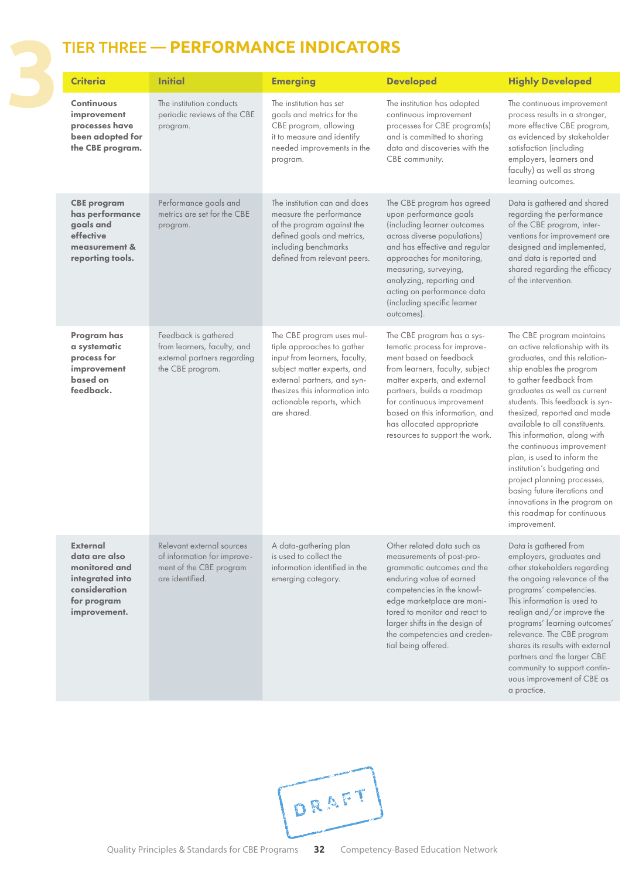# TIER THREE — PERFORMANCE INDICATORS

| Criteria | Initial | Emerging | Developed | Highly Developed |
|---|---|---|---|---|
| **Continuous improvement processes have been adopted for the CBE program.** | The institution conducts periodic reviews of the CBE program. | The institution has set goals and metrics for the CBE program, allowing it to measure and identify needed improvements in the program. | The institution has adopted continuous improvement processes for CBE program(s) and is committed to sharing data and discoveries with the CBE community. | The continuous improvement process results in a stronger, more effective CBE program, as evidenced by stakeholder satisfaction (including employers, learners and faculty) as well as strong learning outcomes. |
| **CBE program has performance goals and effective measurement & reporting tools.** | Performance goals and metrics are set for the CBE program. | The institution can and does measure the performance of the program against the defined goals and metrics, including benchmarks defined from relevant peers. | The CBE program has agreed upon performance goals (including learner outcomes across diverse populations) and has effective and regular approaches for monitoring, measuring, surveying, analyzing, reporting and acting on performance data (including specific learner outcomes). | Data is gathered and shared regarding the performance of the CBE program, interventions for improvement are designed and implemented, and data is reported and shared regarding the efficacy of the intervention. |
| **Program has a systematic process for improvement based on feedback.** | Feedback is gathered from learners, faculty, and external partners regarding the CBE program. | The CBE program uses multiple approaches to gather input from learners, faculty, subject matter experts, and external partners, and synthesizes this information into actionable reports, which are shared. | The CBE program has a systematic process for improvement based on feedback from learners, faculty, subject matter experts, and external partners, builds a roadmap for continuous improvement based on this information, and has allocated appropriate resources to support the work. | The CBE program maintains an active relationship with its graduates, and this relationship enables the program to gather feedback from graduates as well as current students. This feedback is synthesized, reported and made available to all constituents. This information, along with the continuous improvement plan, is used to inform the institution's budgeting and project planning processes, basing future iterations and innovations in the program on this roadmap for continuous improvement. |
| **External data are also monitored and integrated into consideration for program improvement.** | Relevant external sources of information for improvement of the CBE program are identified. | A data-gathering plan is used to collect the information identified in the emerging category. | Other related data such as measurements of post-programmatic outcomes and the enduring value of earned competencies in the knowledge marketplace are monitored to monitor and react to larger shifts in the design of the competencies and credential being offered. | Data is gathered from employers, graduates and other stakeholders regarding the ongoing relevance of the programs' competencies. This information is used to realign and/or improve the programs' learning outcomes' relevance. The CBE program shares its results with external partners and the larger CBE community to support continuous improvement of CBE as a practice. |

DRAFT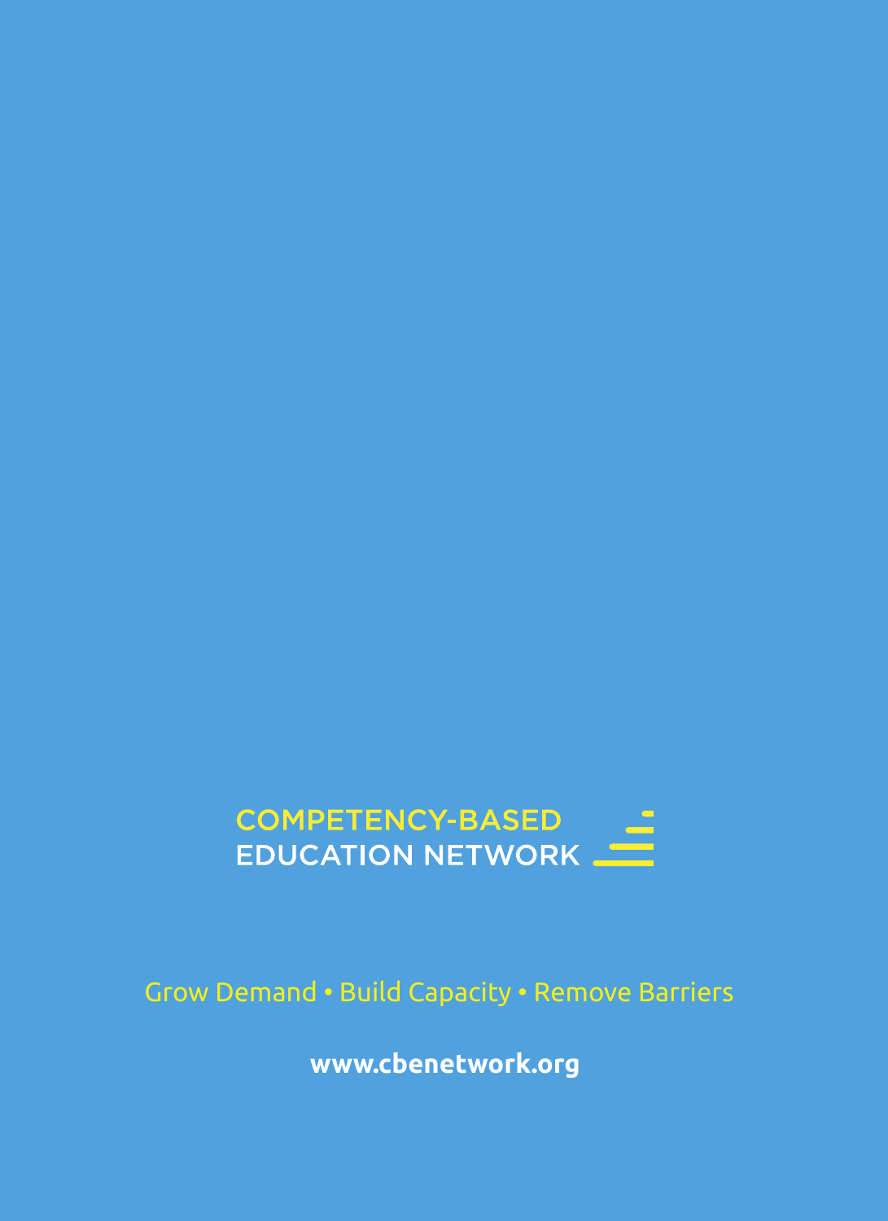COMPETENCY-BASED
EDUCATION NETWORK

Grow Demand • Build Capacity • Remove Barriers

**www.cbenetwork.org**